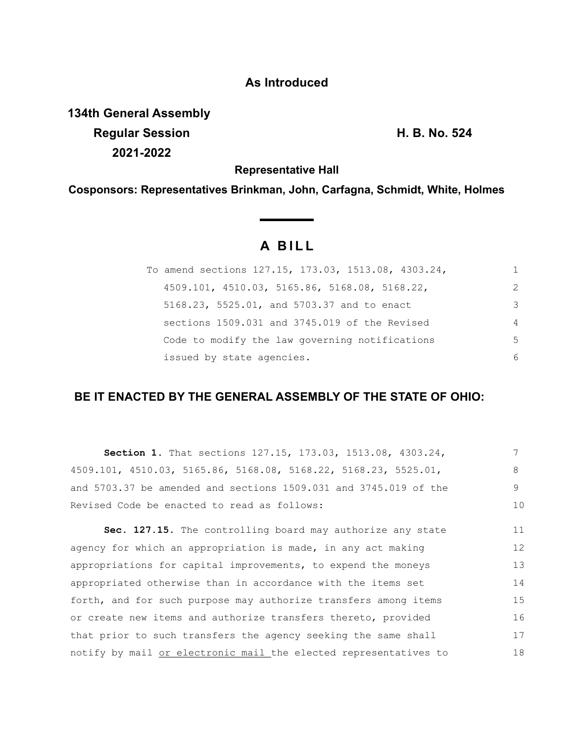**As Introduced**

**134th General Assembly**
**Regular Session** **H. B. No. 524**
**2021-2022**

**Representative Hall**

**Cosponsors: Representatives Brinkman, John, Carfagna, Schmidt, White, Holmes**

# A BILL

To amend sections 127.15, 173.03, 1513.08, 4303.24, 4509.101, 4510.03, 5165.86, 5168.08, 5168.22, 5168.23, 5525.01, and 5703.37 and to enact sections 1509.031 and 3745.019 of the Revised Code to modify the law governing notifications issued by state agencies.

## BE IT ENACTED BY THE GENERAL ASSEMBLY OF THE STATE OF OHIO:

**Section 1.** That sections 127.15, 173.03, 1513.08, 4303.24, 4509.101, 4510.03, 5165.86, 5168.08, 5168.22, 5168.23, 5525.01, and 5703.37 be amended and sections 1509.031 and 3745.019 of the Revised Code be enacted to read as follows:

**Sec. 127.15.** The controlling board may authorize any state agency for which an appropriation is made, in any act making appropriations for capital improvements, to expend the moneys appropriated otherwise than in accordance with the items set forth, and for such purpose may authorize transfers among items or create new items and authorize transfers thereto, provided that prior to such transfers the agency seeking the same shall notify by mail <u>or electronic mail</u> the elected representatives to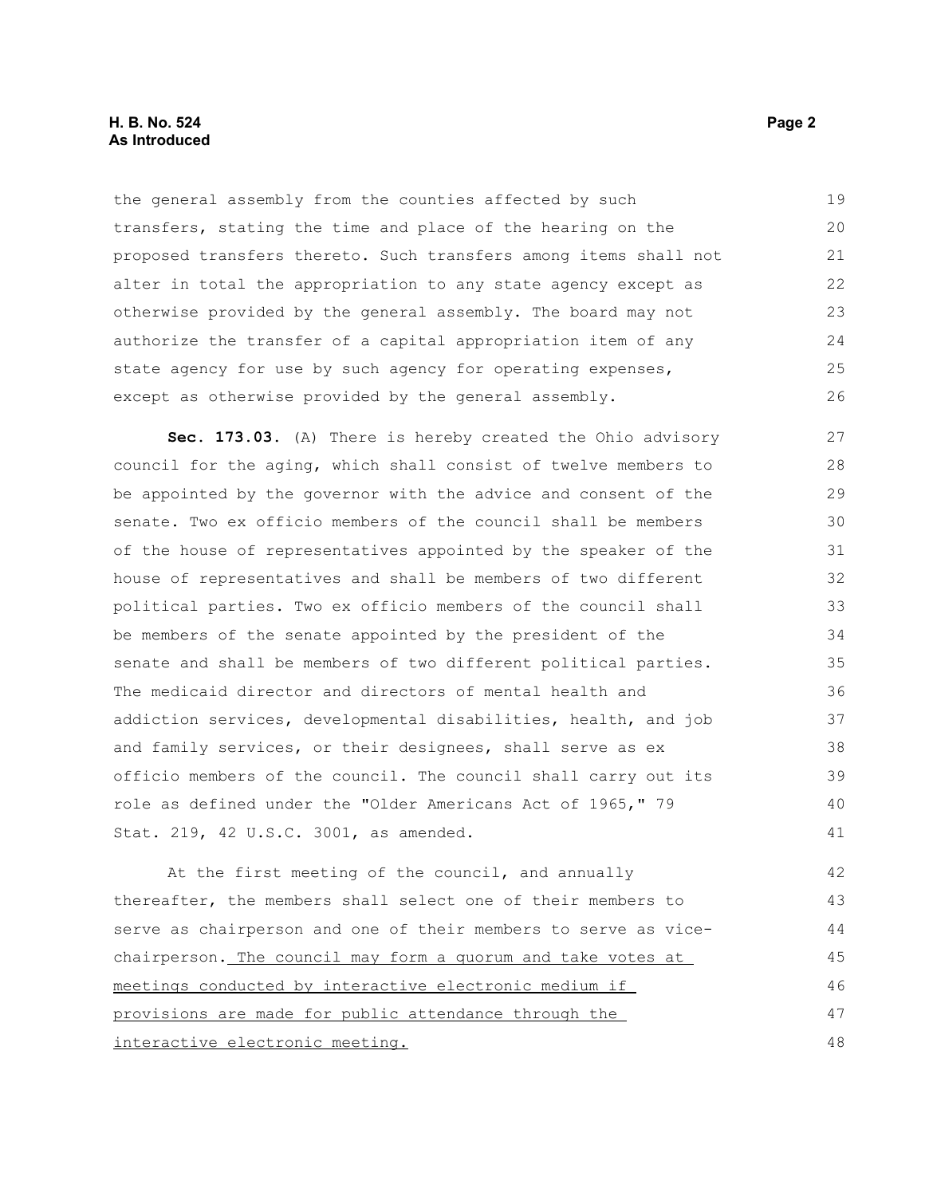the general assembly from the counties affected by such transfers, stating the time and place of the hearing on the proposed transfers thereto. Such transfers among items shall not alter in total the appropriation to any state agency except as otherwise provided by the general assembly. The board may not authorize the transfer of a capital appropriation item of any state agency for use by such agency for operating expenses, except as otherwise provided by the general assembly.

**Sec. 173.03.** (A) There is hereby created the Ohio advisory council for the aging, which shall consist of twelve members to be appointed by the governor with the advice and consent of the senate. Two ex officio members of the council shall be members of the house of representatives appointed by the speaker of the house of representatives and shall be members of two different political parties. Two ex officio members of the council shall be members of the senate appointed by the president of the senate and shall be members of two different political parties. The medicaid director and directors of mental health and addiction services, developmental disabilities, health, and job and family services, or their designees, shall serve as ex officio members of the council. The council shall carry out its role as defined under the "Older Americans Act of 1965," 79 Stat. 219, 42 U.S.C. 3001, as amended.

At the first meeting of the council, and annually thereafter, the members shall select one of their members to serve as chairperson and one of their members to serve as vice-chairperson. <u>The council may form a quorum and take votes at meetings conducted by interactive electronic medium if provisions are made for public attendance through the interactive electronic meeting.</u>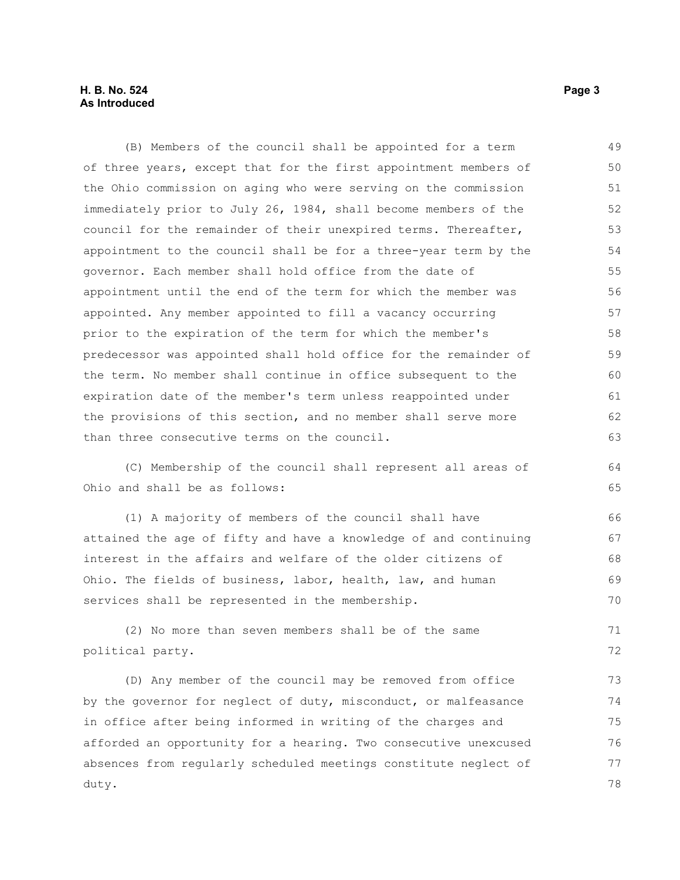(B) Members of the council shall be appointed for a term of three years, except that for the first appointment members of the Ohio commission on aging who were serving on the commission immediately prior to July 26, 1984, shall become members of the council for the remainder of their unexpired terms. Thereafter, appointment to the council shall be for a three-year term by the governor. Each member shall hold office from the date of appointment until the end of the term for which the member was appointed. Any member appointed to fill a vacancy occurring prior to the expiration of the term for which the member's predecessor was appointed shall hold office for the remainder of the term. No member shall continue in office subsequent to the expiration date of the member's term unless reappointed under the provisions of this section, and no member shall serve more than three consecutive terms on the council.

(C) Membership of the council shall represent all areas of Ohio and shall be as follows:

(1) A majority of members of the council shall have attained the age of fifty and have a knowledge of and continuing interest in the affairs and welfare of the older citizens of Ohio. The fields of business, labor, health, law, and human services shall be represented in the membership.

(2) No more than seven members shall be of the same political party.

(D) Any member of the council may be removed from office by the governor for neglect of duty, misconduct, or malfeasance in office after being informed in writing of the charges and afforded an opportunity for a hearing. Two consecutive unexcused absences from regularly scheduled meetings constitute neglect of duty.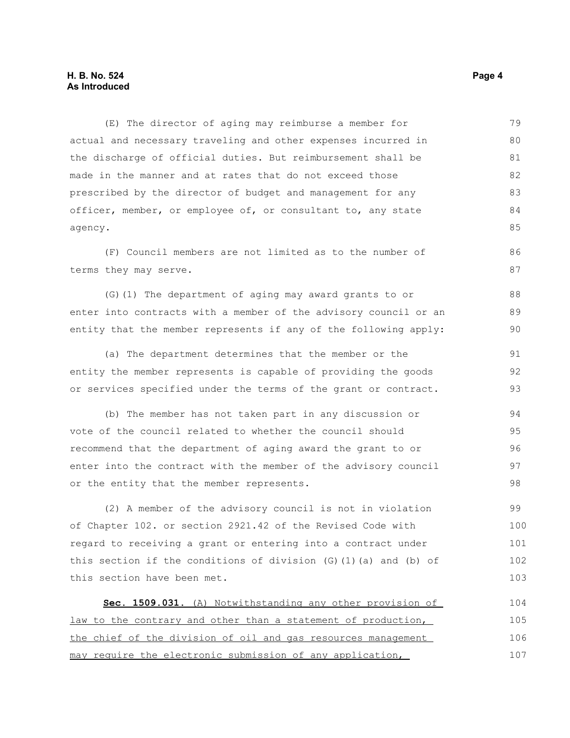(E) The director of aging may reimburse a member for actual and necessary traveling and other expenses incurred in the discharge of official duties. But reimbursement shall be made in the manner and at rates that do not exceed those prescribed by the director of budget and management for any officer, member, or employee of, or consultant to, any state agency.

(F) Council members are not limited as to the number of terms they may serve.

(G)(1) The department of aging may award grants to or enter into contracts with a member of the advisory council or an entity that the member represents if any of the following apply:

(a) The department determines that the member or the entity the member represents is capable of providing the goods or services specified under the terms of the grant or contract.

(b) The member has not taken part in any discussion or vote of the council related to whether the council should recommend that the department of aging award the grant to or enter into the contract with the member of the advisory council or the entity that the member represents.

(2) A member of the advisory council is not in violation of Chapter 102. or section 2921.42 of the Revised Code with regard to receiving a grant or entering into a contract under this section if the conditions of division (G)(1)(a) and (b) of this section have been met.

**Sec. 1509.031.** (A) Notwithstanding any other provision of law to the contrary and other than a statement of production, the chief of the division of oil and gas resources management may require the electronic submission of any application,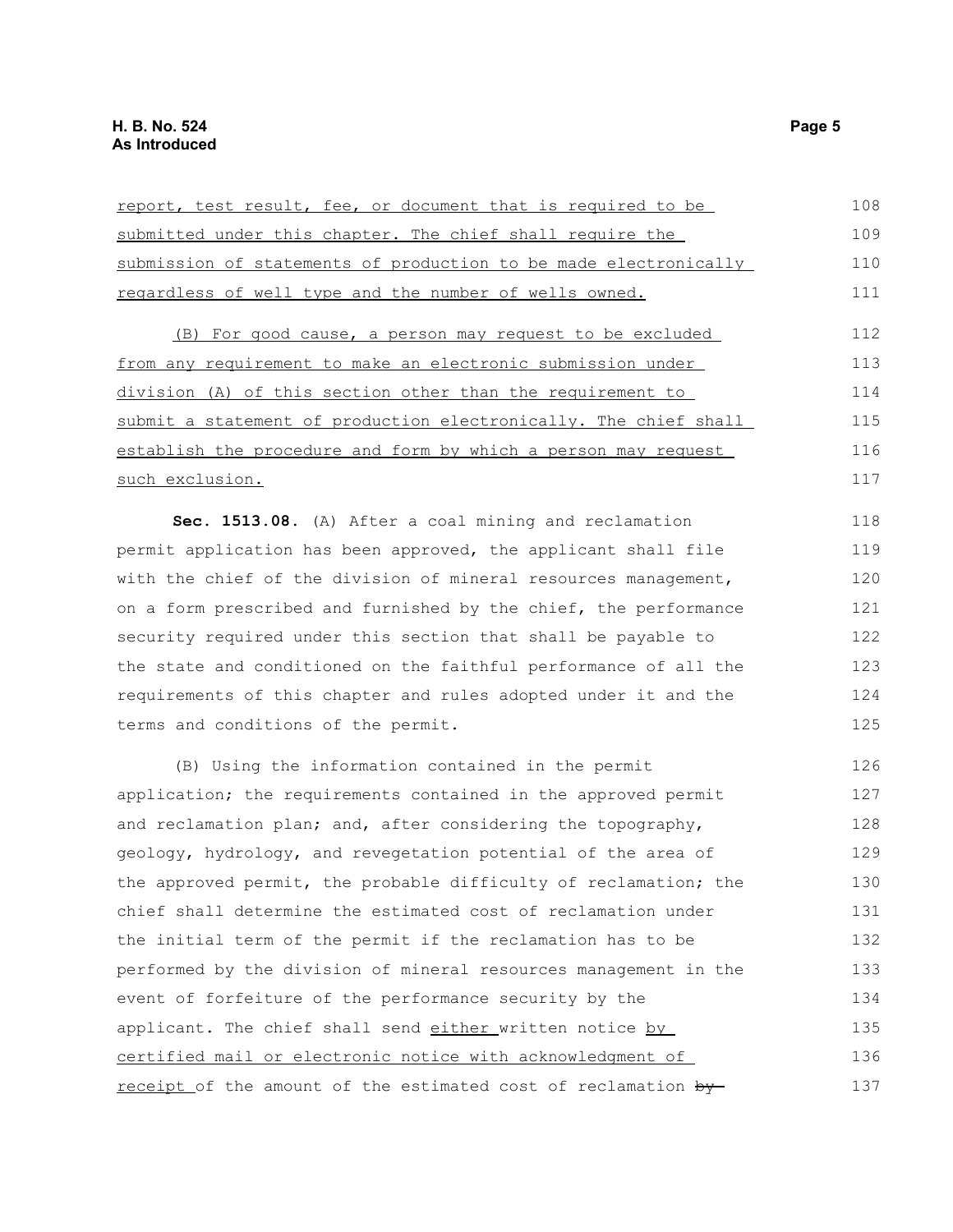report, test result, fee, or document that is required to be submitted under this chapter. The chief shall require the submission of statements of production to be made electronically regardless of well type and the number of wells owned.

(B) For good cause, a person may request to be excluded from any requirement to make an electronic submission under division (A) of this section other than the requirement to submit a statement of production electronically. The chief shall establish the procedure and form by which a person may request such exclusion.

**Sec. 1513.08.** (A) After a coal mining and reclamation permit application has been approved, the applicant shall file with the chief of the division of mineral resources management, on a form prescribed and furnished by the chief, the performance security required under this section that shall be payable to the state and conditioned on the faithful performance of all the requirements of this chapter and rules adopted under it and the terms and conditions of the permit.

(B) Using the information contained in the permit application; the requirements contained in the approved permit and reclamation plan; and, after considering the topography, geology, hydrology, and revegetation potential of the area of the approved permit, the probable difficulty of reclamation; the chief shall determine the estimated cost of reclamation under the initial term of the permit if the reclamation has to be performed by the division of mineral resources management in the event of forfeiture of the performance security by the applicant. The chief shall send either written notice by certified mail or electronic notice with acknowledgment of receipt of the amount of the estimated cost of reclamation ~~by~~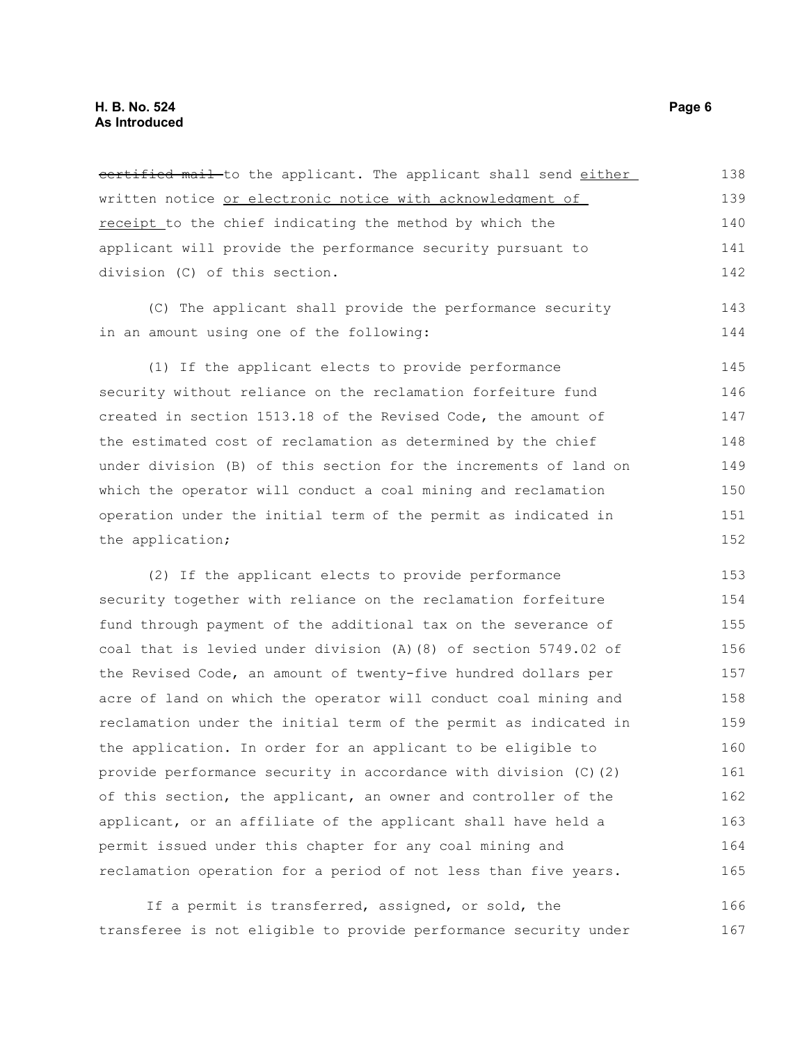~~certified mail~~ to the applicant. The applicant shall send <u>either</u> written notice <u>or electronic notice with acknowledgment of receipt</u> to the chief indicating the method by which the applicant will provide the performance security pursuant to division (C) of this section.

(C) The applicant shall provide the performance security in an amount using one of the following:

(1) If the applicant elects to provide performance security without reliance on the reclamation forfeiture fund created in section 1513.18 of the Revised Code, the amount of the estimated cost of reclamation as determined by the chief under division (B) of this section for the increments of land on which the operator will conduct a coal mining and reclamation operation under the initial term of the permit as indicated in the application;

(2) If the applicant elects to provide performance security together with reliance on the reclamation forfeiture fund through payment of the additional tax on the severance of coal that is levied under division (A)(8) of section 5749.02 of the Revised Code, an amount of twenty-five hundred dollars per acre of land on which the operator will conduct coal mining and reclamation under the initial term of the permit as indicated in the application. In order for an applicant to be eligible to provide performance security in accordance with division (C)(2) of this section, the applicant, an owner and controller of the applicant, or an affiliate of the applicant shall have held a permit issued under this chapter for any coal mining and reclamation operation for a period of not less than five years.

If a permit is transferred, assigned, or sold, the transferee is not eligible to provide performance security under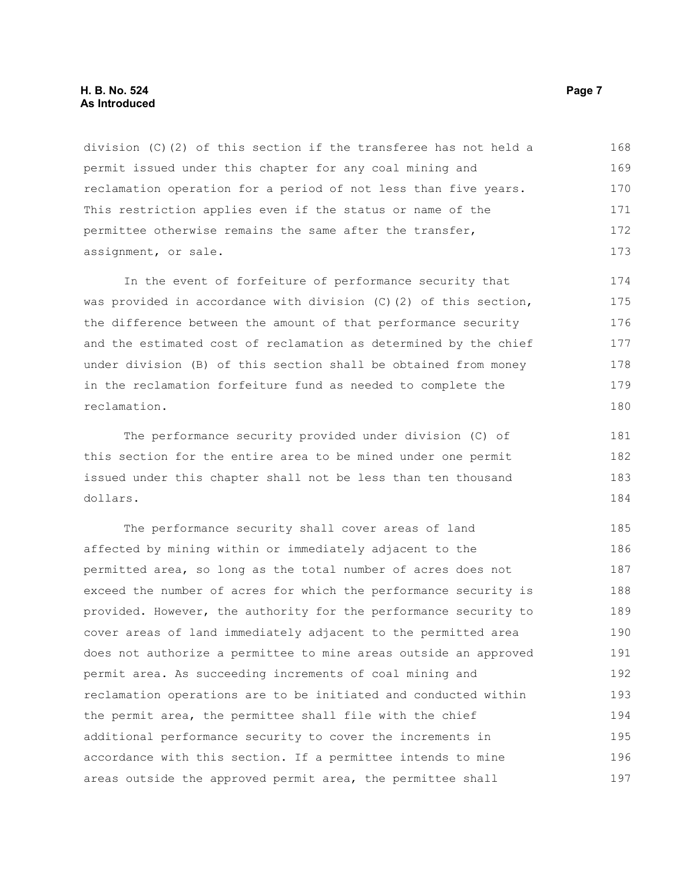division (C)(2) of this section if the transferee has not held a permit issued under this chapter for any coal mining and reclamation operation for a period of not less than five years. This restriction applies even if the status or name of the permittee otherwise remains the same after the transfer, assignment, or sale.

In the event of forfeiture of performance security that was provided in accordance with division (C)(2) of this section, the difference between the amount of that performance security and the estimated cost of reclamation as determined by the chief under division (B) of this section shall be obtained from money in the reclamation forfeiture fund as needed to complete the reclamation.

The performance security provided under division (C) of this section for the entire area to be mined under one permit issued under this chapter shall not be less than ten thousand dollars.

The performance security shall cover areas of land affected by mining within or immediately adjacent to the permitted area, so long as the total number of acres does not exceed the number of acres for which the performance security is provided. However, the authority for the performance security to cover areas of land immediately adjacent to the permitted area does not authorize a permittee to mine areas outside an approved permit area. As succeeding increments of coal mining and reclamation operations are to be initiated and conducted within the permit area, the permittee shall file with the chief additional performance security to cover the increments in accordance with this section. If a permittee intends to mine areas outside the approved permit area, the permittee shall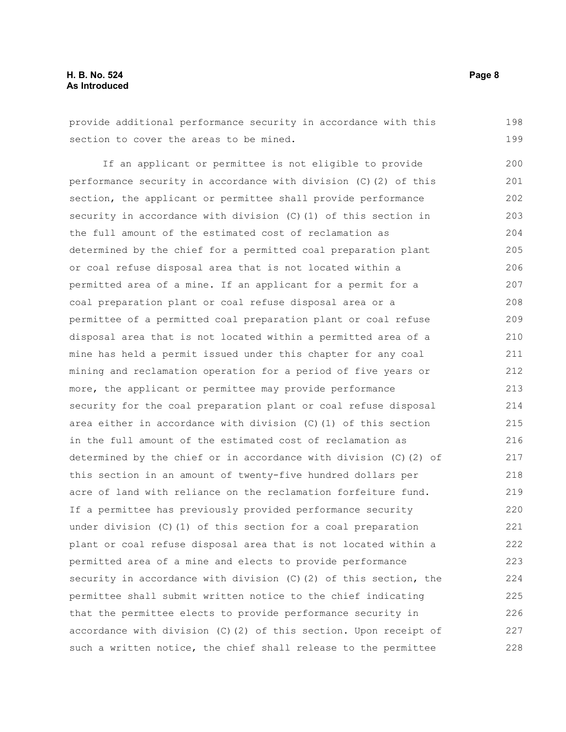provide additional performance security in accordance with this section to cover the areas to be mined.

If an applicant or permittee is not eligible to provide performance security in accordance with division (C)(2) of this section, the applicant or permittee shall provide performance security in accordance with division (C)(1) of this section in the full amount of the estimated cost of reclamation as determined by the chief for a permitted coal preparation plant or coal refuse disposal area that is not located within a permitted area of a mine. If an applicant for a permit for a coal preparation plant or coal refuse disposal area or a permittee of a permitted coal preparation plant or coal refuse disposal area that is not located within a permitted area of a mine has held a permit issued under this chapter for any coal mining and reclamation operation for a period of five years or more, the applicant or permittee may provide performance security for the coal preparation plant or coal refuse disposal area either in accordance with division (C)(1) of this section in the full amount of the estimated cost of reclamation as determined by the chief or in accordance with division (C)(2) of this section in an amount of twenty-five hundred dollars per acre of land with reliance on the reclamation forfeiture fund. If a permittee has previously provided performance security under division (C)(1) of this section for a coal preparation plant or coal refuse disposal area that is not located within a permitted area of a mine and elects to provide performance security in accordance with division (C)(2) of this section, the permittee shall submit written notice to the chief indicating that the permittee elects to provide performance security in accordance with division (C)(2) of this section. Upon receipt of such a written notice, the chief shall release to the permittee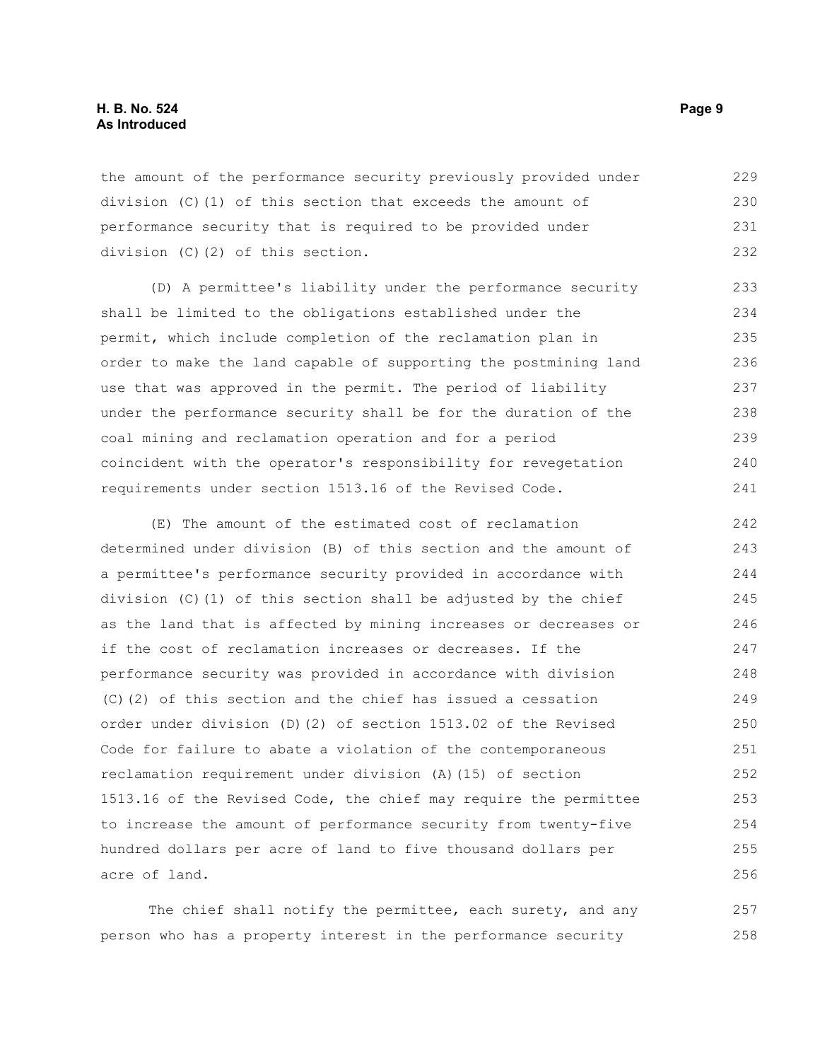the amount of the performance security previously provided under division (C)(1) of this section that exceeds the amount of performance security that is required to be provided under division (C)(2) of this section.

(D) A permittee's liability under the performance security shall be limited to the obligations established under the permit, which include completion of the reclamation plan in order to make the land capable of supporting the postmining land use that was approved in the permit. The period of liability under the performance security shall be for the duration of the coal mining and reclamation operation and for a period coincident with the operator's responsibility for revegetation requirements under section 1513.16 of the Revised Code.

(E) The amount of the estimated cost of reclamation determined under division (B) of this section and the amount of a permittee's performance security provided in accordance with division (C)(1) of this section shall be adjusted by the chief as the land that is affected by mining increases or decreases or if the cost of reclamation increases or decreases. If the performance security was provided in accordance with division (C)(2) of this section and the chief has issued a cessation order under division (D)(2) of section 1513.02 of the Revised Code for failure to abate a violation of the contemporaneous reclamation requirement under division (A)(15) of section 1513.16 of the Revised Code, the chief may require the permittee to increase the amount of performance security from twenty-five hundred dollars per acre of land to five thousand dollars per acre of land.

The chief shall notify the permittee, each surety, and any person who has a property interest in the performance security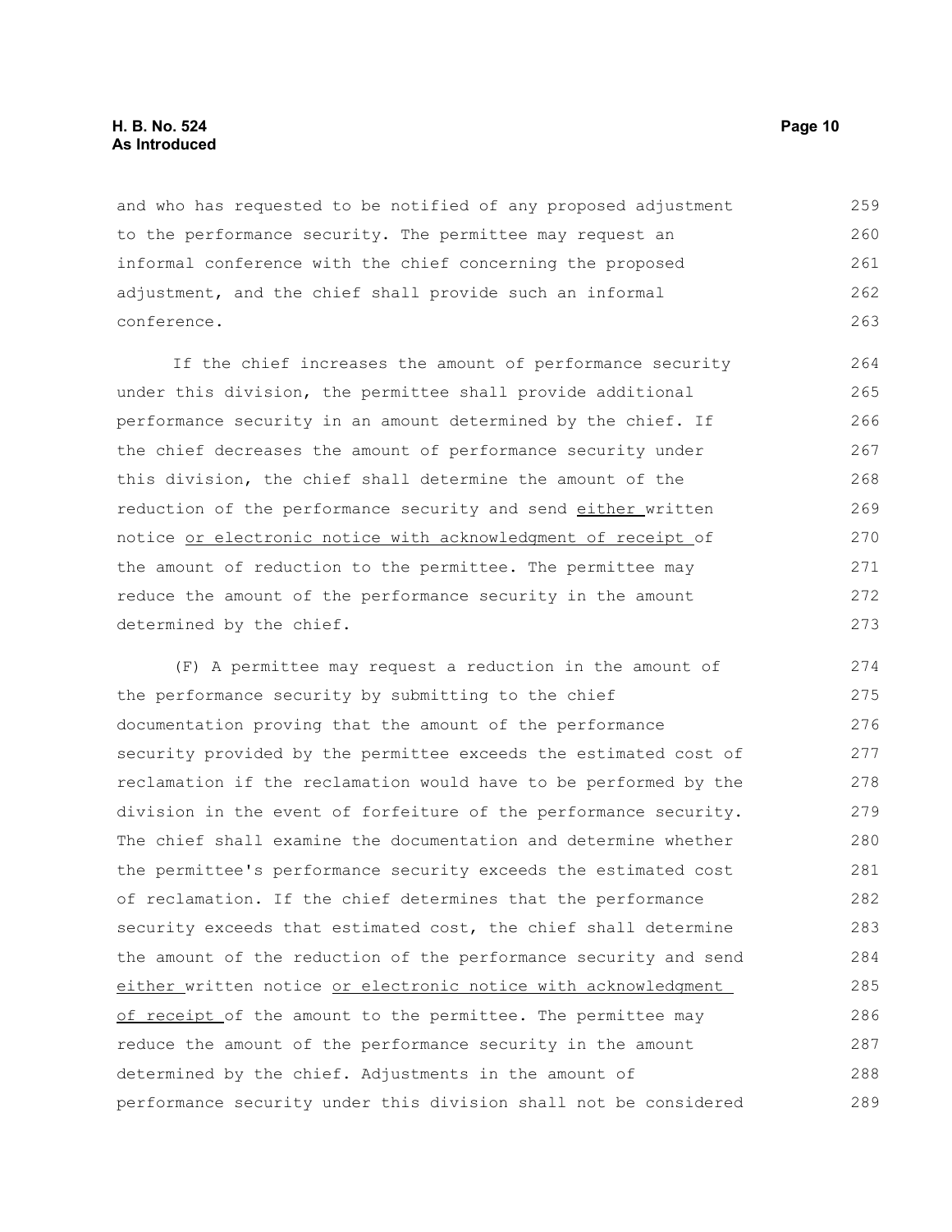and who has requested to be notified of any proposed adjustment to the performance security. The permittee may request an informal conference with the chief concerning the proposed adjustment, and the chief shall provide such an informal conference.

If the chief increases the amount of performance security under this division, the permittee shall provide additional performance security in an amount determined by the chief. If the chief decreases the amount of performance security under this division, the chief shall determine the amount of the reduction of the performance security and send <u>either</u> written notice <u>or electronic notice with acknowledgment of receipt</u> of the amount of reduction to the permittee. The permittee may reduce the amount of the performance security in the amount determined by the chief.

(F) A permittee may request a reduction in the amount of the performance security by submitting to the chief documentation proving that the amount of the performance security provided by the permittee exceeds the estimated cost of reclamation if the reclamation would have to be performed by the division in the event of forfeiture of the performance security. The chief shall examine the documentation and determine whether the permittee's performance security exceeds the estimated cost of reclamation. If the chief determines that the performance security exceeds that estimated cost, the chief shall determine the amount of the reduction of the performance security and send <u>either</u> written notice <u>or electronic notice with acknowledgment of receipt</u> of the amount to the permittee. The permittee may reduce the amount of the performance security in the amount determined by the chief. Adjustments in the amount of performance security under this division shall not be considered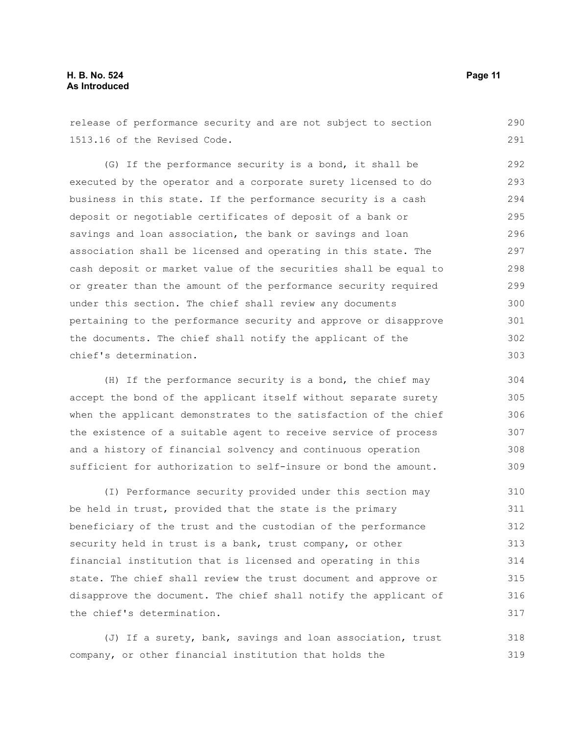release of performance security and are not subject to section 1513.16 of the Revised Code.

(G) If the performance security is a bond, it shall be executed by the operator and a corporate surety licensed to do business in this state. If the performance security is a cash deposit or negotiable certificates of deposit of a bank or savings and loan association, the bank or savings and loan association shall be licensed and operating in this state. The cash deposit or market value of the securities shall be equal to or greater than the amount of the performance security required under this section. The chief shall review any documents pertaining to the performance security and approve or disapprove the documents. The chief shall notify the applicant of the chief's determination.

(H) If the performance security is a bond, the chief may accept the bond of the applicant itself without separate surety when the applicant demonstrates to the satisfaction of the chief the existence of a suitable agent to receive service of process and a history of financial solvency and continuous operation sufficient for authorization to self-insure or bond the amount.

(I) Performance security provided under this section may be held in trust, provided that the state is the primary beneficiary of the trust and the custodian of the performance security held in trust is a bank, trust company, or other financial institution that is licensed and operating in this state. The chief shall review the trust document and approve or disapprove the document. The chief shall notify the applicant of the chief's determination.

(J) If a surety, bank, savings and loan association, trust company, or other financial institution that holds the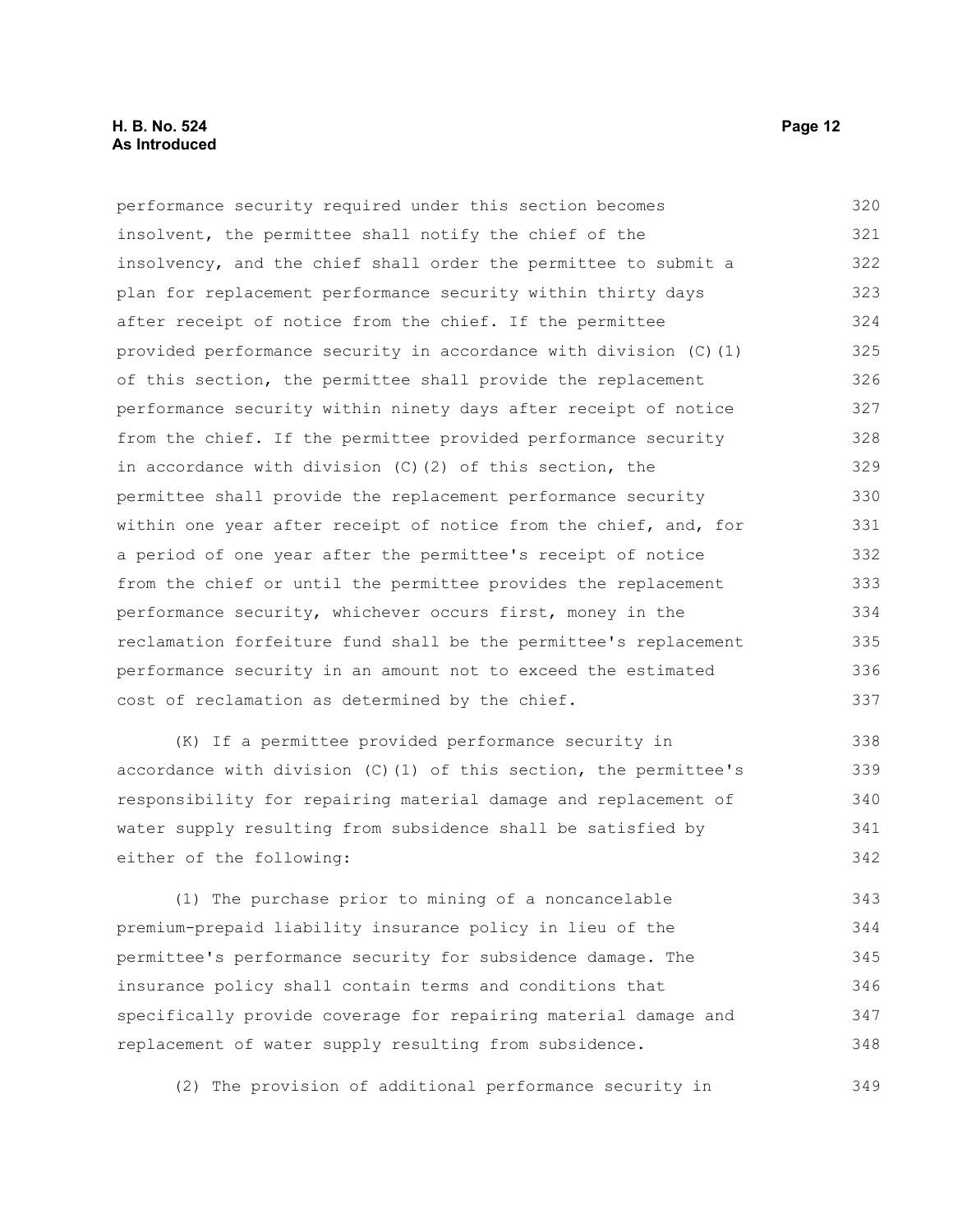performance security required under this section becomes insolvent, the permittee shall notify the chief of the insolvency, and the chief shall order the permittee to submit a plan for replacement performance security within thirty days after receipt of notice from the chief. If the permittee provided performance security in accordance with division (C)(1) of this section, the permittee shall provide the replacement performance security within ninety days after receipt of notice from the chief. If the permittee provided performance security in accordance with division (C)(2) of this section, the permittee shall provide the replacement performance security within one year after receipt of notice from the chief, and, for a period of one year after the permittee's receipt of notice from the chief or until the permittee provides the replacement performance security, whichever occurs first, money in the reclamation forfeiture fund shall be the permittee's replacement performance security in an amount not to exceed the estimated cost of reclamation as determined by the chief.

(K) If a permittee provided performance security in accordance with division (C)(1) of this section, the permittee's responsibility for repairing material damage and replacement of water supply resulting from subsidence shall be satisfied by either of the following:

(1) The purchase prior to mining of a noncancelable premium-prepaid liability insurance policy in lieu of the permittee's performance security for subsidence damage. The insurance policy shall contain terms and conditions that specifically provide coverage for repairing material damage and replacement of water supply resulting from subsidence.

(2) The provision of additional performance security in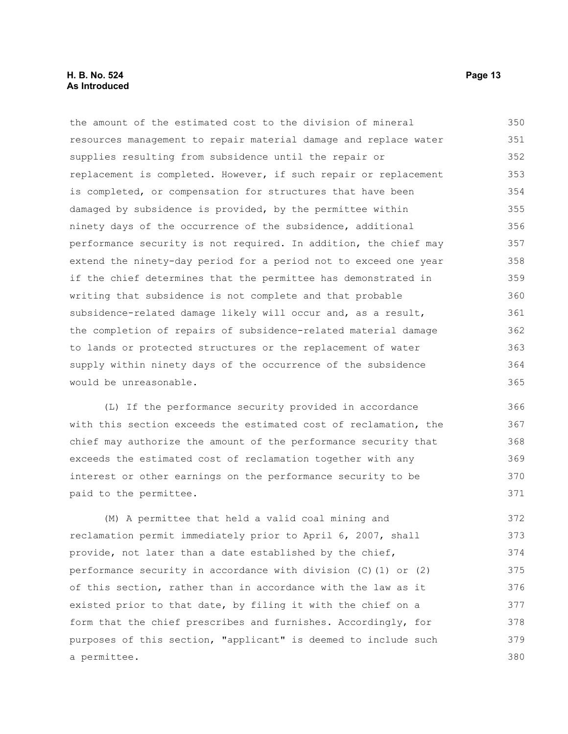the amount of the estimated cost to the division of mineral resources management to repair material damage and replace water supplies resulting from subsidence until the repair or replacement is completed. However, if such repair or replacement is completed, or compensation for structures that have been damaged by subsidence is provided, by the permittee within ninety days of the occurrence of the subsidence, additional performance security is not required. In addition, the chief may extend the ninety-day period for a period not to exceed one year if the chief determines that the permittee has demonstrated in writing that subsidence is not complete and that probable subsidence-related damage likely will occur and, as a result, the completion of repairs of subsidence-related material damage to lands or protected structures or the replacement of water supply within ninety days of the occurrence of the subsidence would be unreasonable.

(L) If the performance security provided in accordance with this section exceeds the estimated cost of reclamation, the chief may authorize the amount of the performance security that exceeds the estimated cost of reclamation together with any interest or other earnings on the performance security to be paid to the permittee.

(M) A permittee that held a valid coal mining and reclamation permit immediately prior to April 6, 2007, shall provide, not later than a date established by the chief, performance security in accordance with division (C)(1) or (2) of this section, rather than in accordance with the law as it existed prior to that date, by filing it with the chief on a form that the chief prescribes and furnishes. Accordingly, for purposes of this section, "applicant" is deemed to include such a permittee.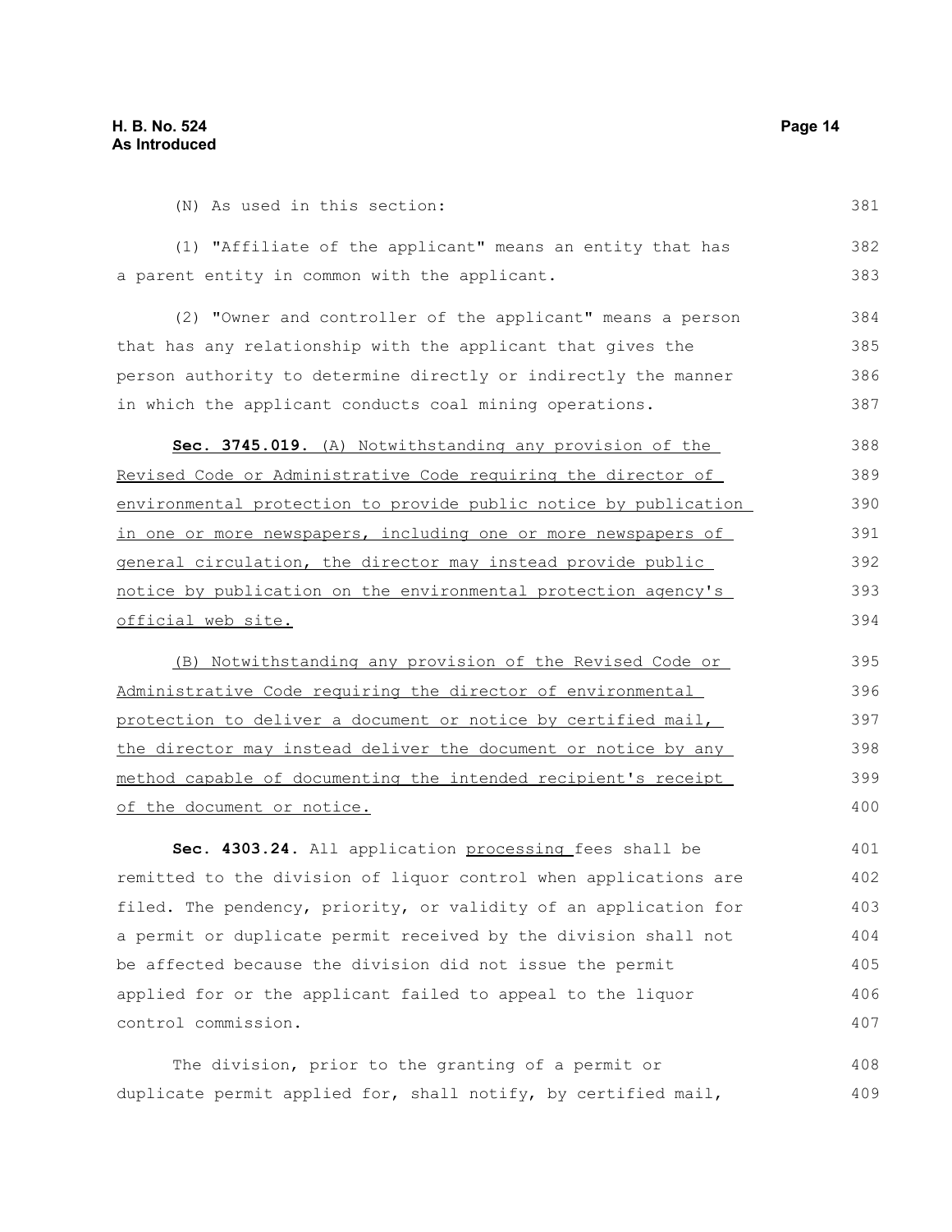(N) As used in this section:

(1) "Affiliate of the applicant" means an entity that has a parent entity in common with the applicant.

(2) "Owner and controller of the applicant" means a person that has any relationship with the applicant that gives the person authority to determine directly or indirectly the manner in which the applicant conducts coal mining operations.

**Sec. 3745.019.** <u>(A) Notwithstanding any provision of the Revised Code or Administrative Code requiring the director of environmental protection to provide public notice by publication in one or more newspapers, including one or more newspapers of general circulation, the director may instead provide public notice by publication on the environmental protection agency's official web site.</u>

<u>(B) Notwithstanding any provision of the Revised Code or Administrative Code requiring the director of environmental protection to deliver a document or notice by certified mail, the director may instead deliver the document or notice by any method capable of documenting the intended recipient's receipt of the document or notice.</u>

**Sec. 4303.24.** All application <u>processing</u> fees shall be remitted to the division of liquor control when applications are filed. The pendency, priority, or validity of an application for a permit or duplicate permit received by the division shall not be affected because the division did not issue the permit applied for or the applicant failed to appeal to the liquor control commission.

The division, prior to the granting of a permit or duplicate permit applied for, shall notify, by certified mail,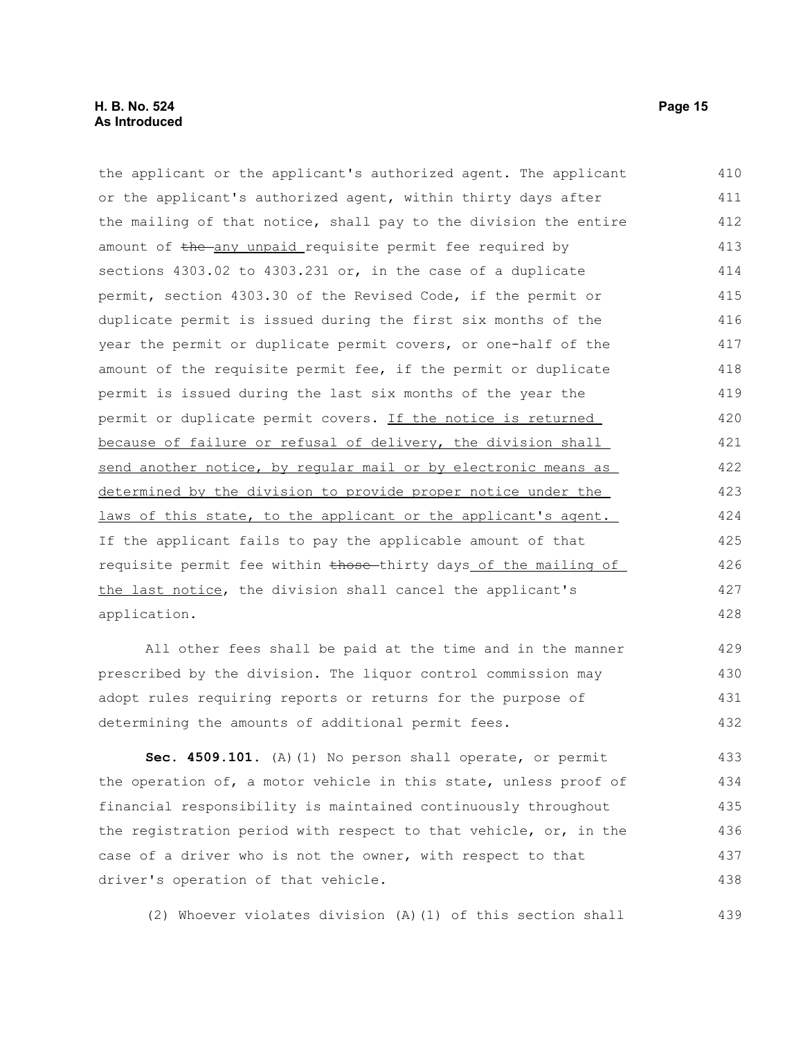the applicant or the applicant's authorized agent. The applicant or the applicant's authorized agent, within thirty days after the mailing of that notice, shall pay to the division the entire amount of ~~the~~ any unpaid requisite permit fee required by sections 4303.02 to 4303.231 or, in the case of a duplicate permit, section 4303.30 of the Revised Code, if the permit or duplicate permit is issued during the first six months of the year the permit or duplicate permit covers, or one-half of the amount of the requisite permit fee, if the permit or duplicate permit is issued during the last six months of the year the permit or duplicate permit covers. If the notice is returned because of failure or refusal of delivery, the division shall send another notice, by regular mail or by electronic means as determined by the division to provide proper notice under the laws of this state, to the applicant or the applicant's agent. If the applicant fails to pay the applicable amount of that requisite permit fee within ~~those~~ thirty days of the mailing of the last notice, the division shall cancel the applicant's application.

All other fees shall be paid at the time and in the manner prescribed by the division. The liquor control commission may adopt rules requiring reports or returns for the purpose of determining the amounts of additional permit fees.

**Sec. 4509.101.** (A)(1) No person shall operate, or permit the operation of, a motor vehicle in this state, unless proof of financial responsibility is maintained continuously throughout the registration period with respect to that vehicle, or, in the case of a driver who is not the owner, with respect to that driver's operation of that vehicle.

(2) Whoever violates division (A)(1) of this section shall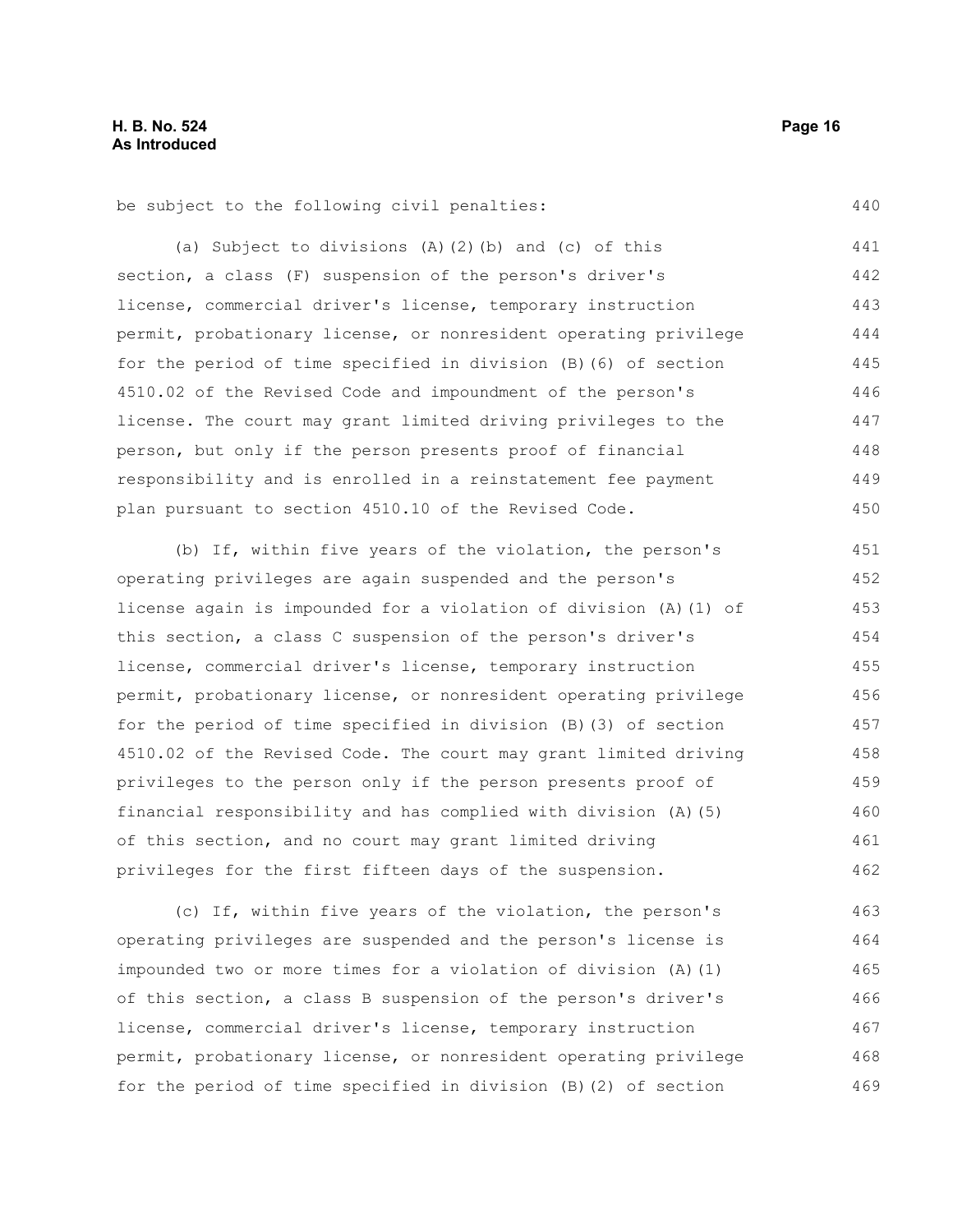be subject to the following civil penalties:

(a) Subject to divisions (A)(2)(b) and (c) of this section, a class (F) suspension of the person's driver's license, commercial driver's license, temporary instruction permit, probationary license, or nonresident operating privilege for the period of time specified in division (B)(6) of section 4510.02 of the Revised Code and impoundment of the person's license. The court may grant limited driving privileges to the person, but only if the person presents proof of financial responsibility and is enrolled in a reinstatement fee payment plan pursuant to section 4510.10 of the Revised Code.

(b) If, within five years of the violation, the person's operating privileges are again suspended and the person's license again is impounded for a violation of division (A)(1) of this section, a class C suspension of the person's driver's license, commercial driver's license, temporary instruction permit, probationary license, or nonresident operating privilege for the period of time specified in division (B)(3) of section 4510.02 of the Revised Code. The court may grant limited driving privileges to the person only if the person presents proof of financial responsibility and has complied with division (A)(5) of this section, and no court may grant limited driving privileges for the first fifteen days of the suspension.

(c) If, within five years of the violation, the person's operating privileges are suspended and the person's license is impounded two or more times for a violation of division (A)(1) of this section, a class B suspension of the person's driver's license, commercial driver's license, temporary instruction permit, probationary license, or nonresident operating privilege for the period of time specified in division (B)(2) of section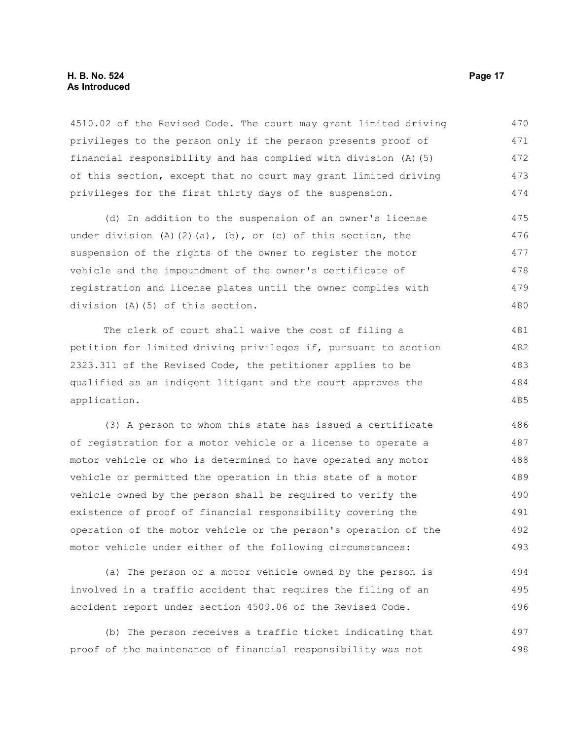4510.02 of the Revised Code. The court may grant limited driving privileges to the person only if the person presents proof of financial responsibility and has complied with division (A)(5) of this section, except that no court may grant limited driving privileges for the first thirty days of the suspension.

(d) In addition to the suspension of an owner's license under division (A)(2)(a), (b), or (c) of this section, the suspension of the rights of the owner to register the motor vehicle and the impoundment of the owner's certificate of registration and license plates until the owner complies with division (A)(5) of this section.

The clerk of court shall waive the cost of filing a petition for limited driving privileges if, pursuant to section 2323.311 of the Revised Code, the petitioner applies to be qualified as an indigent litigant and the court approves the application.

(3) A person to whom this state has issued a certificate of registration for a motor vehicle or a license to operate a motor vehicle or who is determined to have operated any motor vehicle or permitted the operation in this state of a motor vehicle owned by the person shall be required to verify the existence of proof of financial responsibility covering the operation of the motor vehicle or the person's operation of the motor vehicle under either of the following circumstances:

(a) The person or a motor vehicle owned by the person is involved in a traffic accident that requires the filing of an accident report under section 4509.06 of the Revised Code.

(b) The person receives a traffic ticket indicating that proof of the maintenance of financial responsibility was not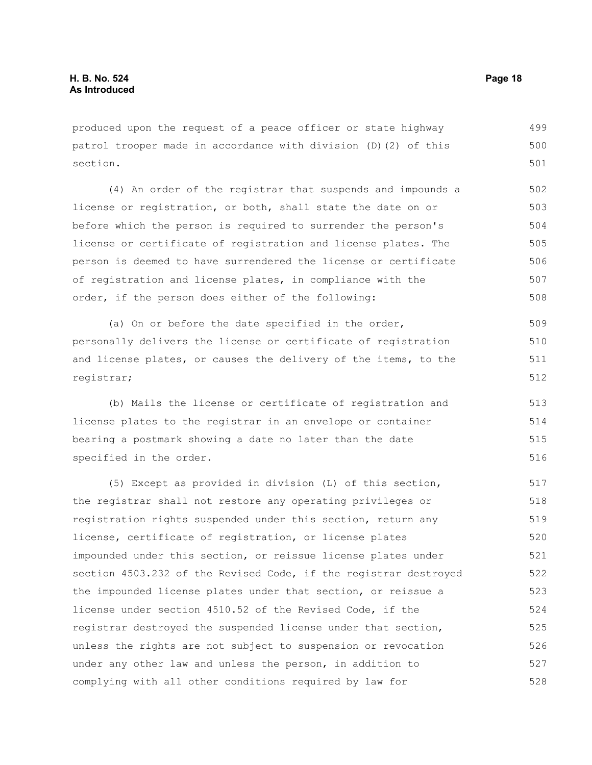produced upon the request of a peace officer or state highway patrol trooper made in accordance with division (D)(2) of this section.

(4) An order of the registrar that suspends and impounds a license or registration, or both, shall state the date on or before which the person is required to surrender the person's license or certificate of registration and license plates. The person is deemed to have surrendered the license or certificate of registration and license plates, in compliance with the order, if the person does either of the following:

(a) On or before the date specified in the order, personally delivers the license or certificate of registration and license plates, or causes the delivery of the items, to the registrar;

(b) Mails the license or certificate of registration and license plates to the registrar in an envelope or container bearing a postmark showing a date no later than the date specified in the order.

(5) Except as provided in division (L) of this section, the registrar shall not restore any operating privileges or registration rights suspended under this section, return any license, certificate of registration, or license plates impounded under this section, or reissue license plates under section 4503.232 of the Revised Code, if the registrar destroyed the impounded license plates under that section, or reissue a license under section 4510.52 of the Revised Code, if the registrar destroyed the suspended license under that section, unless the rights are not subject to suspension or revocation under any other law and unless the person, in addition to complying with all other conditions required by law for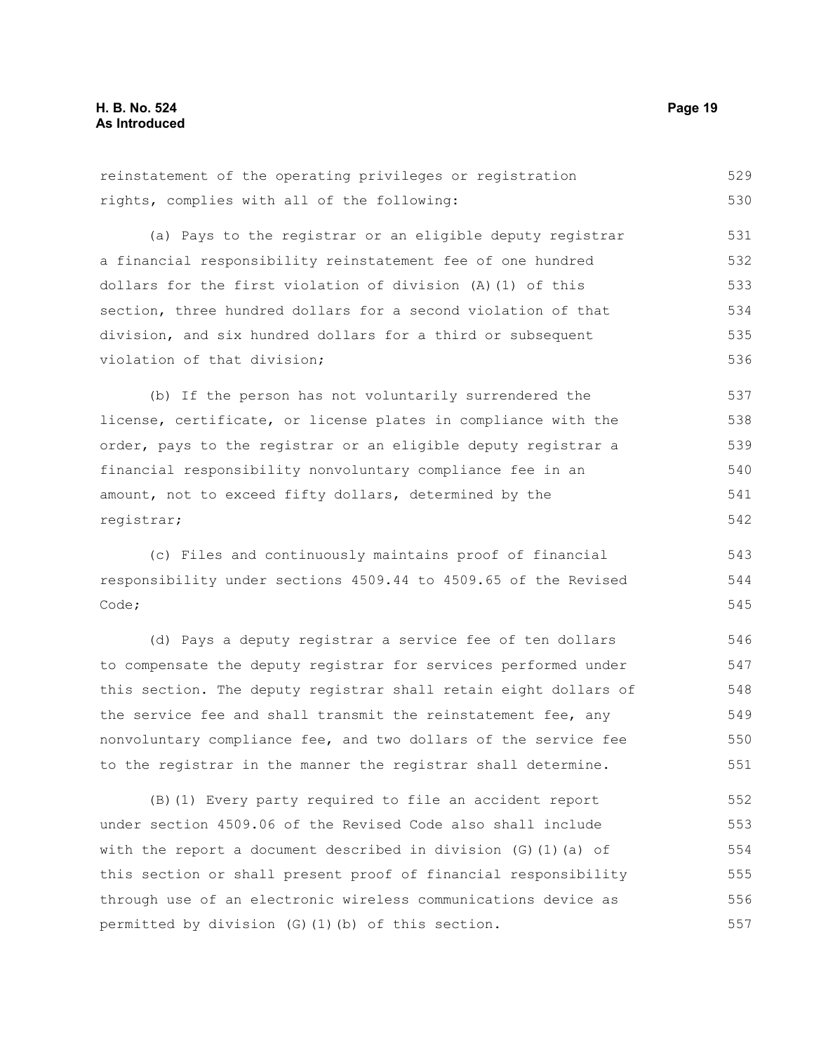reinstatement of the operating privileges or registration rights, complies with all of the following:

(a) Pays to the registrar or an eligible deputy registrar a financial responsibility reinstatement fee of one hundred dollars for the first violation of division (A)(1) of this section, three hundred dollars for a second violation of that division, and six hundred dollars for a third or subsequent violation of that division;

(b) If the person has not voluntarily surrendered the license, certificate, or license plates in compliance with the order, pays to the registrar or an eligible deputy registrar a financial responsibility nonvoluntary compliance fee in an amount, not to exceed fifty dollars, determined by the registrar;

(c) Files and continuously maintains proof of financial responsibility under sections 4509.44 to 4509.65 of the Revised Code;

(d) Pays a deputy registrar a service fee of ten dollars to compensate the deputy registrar for services performed under this section. The deputy registrar shall retain eight dollars of the service fee and shall transmit the reinstatement fee, any nonvoluntary compliance fee, and two dollars of the service fee to the registrar in the manner the registrar shall determine.

(B)(1) Every party required to file an accident report under section 4509.06 of the Revised Code also shall include with the report a document described in division (G)(1)(a) of this section or shall present proof of financial responsibility through use of an electronic wireless communications device as permitted by division (G)(1)(b) of this section.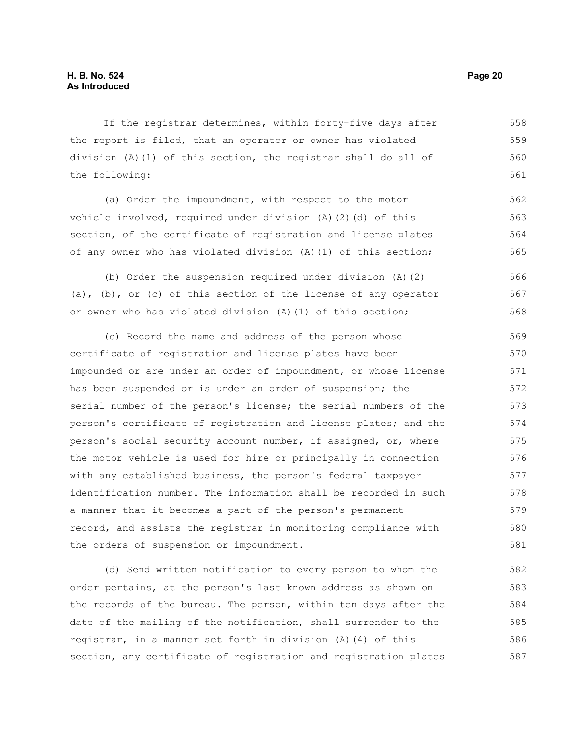If the registrar determines, within forty-five days after the report is filed, that an operator or owner has violated division (A)(1) of this section, the registrar shall do all of the following:

(a) Order the impoundment, with respect to the motor vehicle involved, required under division (A)(2)(d) of this section, of the certificate of registration and license plates of any owner who has violated division (A)(1) of this section;

(b) Order the suspension required under division (A)(2)(a), (b), or (c) of this section of the license of any operator or owner who has violated division (A)(1) of this section;

(c) Record the name and address of the person whose certificate of registration and license plates have been impounded or are under an order of impoundment, or whose license has been suspended or is under an order of suspension; the serial number of the person's license; the serial numbers of the person's certificate of registration and license plates; and the person's social security account number, if assigned, or, where the motor vehicle is used for hire or principally in connection with any established business, the person's federal taxpayer identification number. The information shall be recorded in such a manner that it becomes a part of the person's permanent record, and assists the registrar in monitoring compliance with the orders of suspension or impoundment.

(d) Send written notification to every person to whom the order pertains, at the person's last known address as shown on the records of the bureau. The person, within ten days after the date of the mailing of the notification, shall surrender to the registrar, in a manner set forth in division (A)(4) of this section, any certificate of registration and registration plates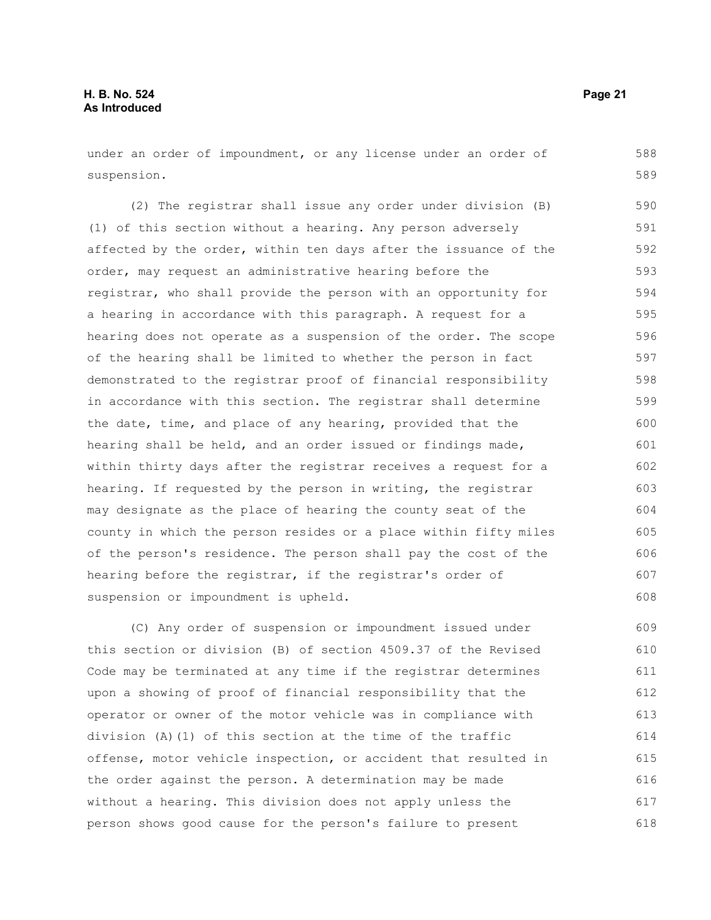under an order of impoundment, or any license under an order of suspension.

(2) The registrar shall issue any order under division (B)(1) of this section without a hearing. Any person adversely affected by the order, within ten days after the issuance of the order, may request an administrative hearing before the registrar, who shall provide the person with an opportunity for a hearing in accordance with this paragraph. A request for a hearing does not operate as a suspension of the order. The scope of the hearing shall be limited to whether the person in fact demonstrated to the registrar proof of financial responsibility in accordance with this section. The registrar shall determine the date, time, and place of any hearing, provided that the hearing shall be held, and an order issued or findings made, within thirty days after the registrar receives a request for a hearing. If requested by the person in writing, the registrar may designate as the place of hearing the county seat of the county in which the person resides or a place within fifty miles of the person's residence. The person shall pay the cost of the hearing before the registrar, if the registrar's order of suspension or impoundment is upheld.

(C) Any order of suspension or impoundment issued under this section or division (B) of section 4509.37 of the Revised Code may be terminated at any time if the registrar determines upon a showing of proof of financial responsibility that the operator or owner of the motor vehicle was in compliance with division (A)(1) of this section at the time of the traffic offense, motor vehicle inspection, or accident that resulted in the order against the person. A determination may be made without a hearing. This division does not apply unless the person shows good cause for the person's failure to present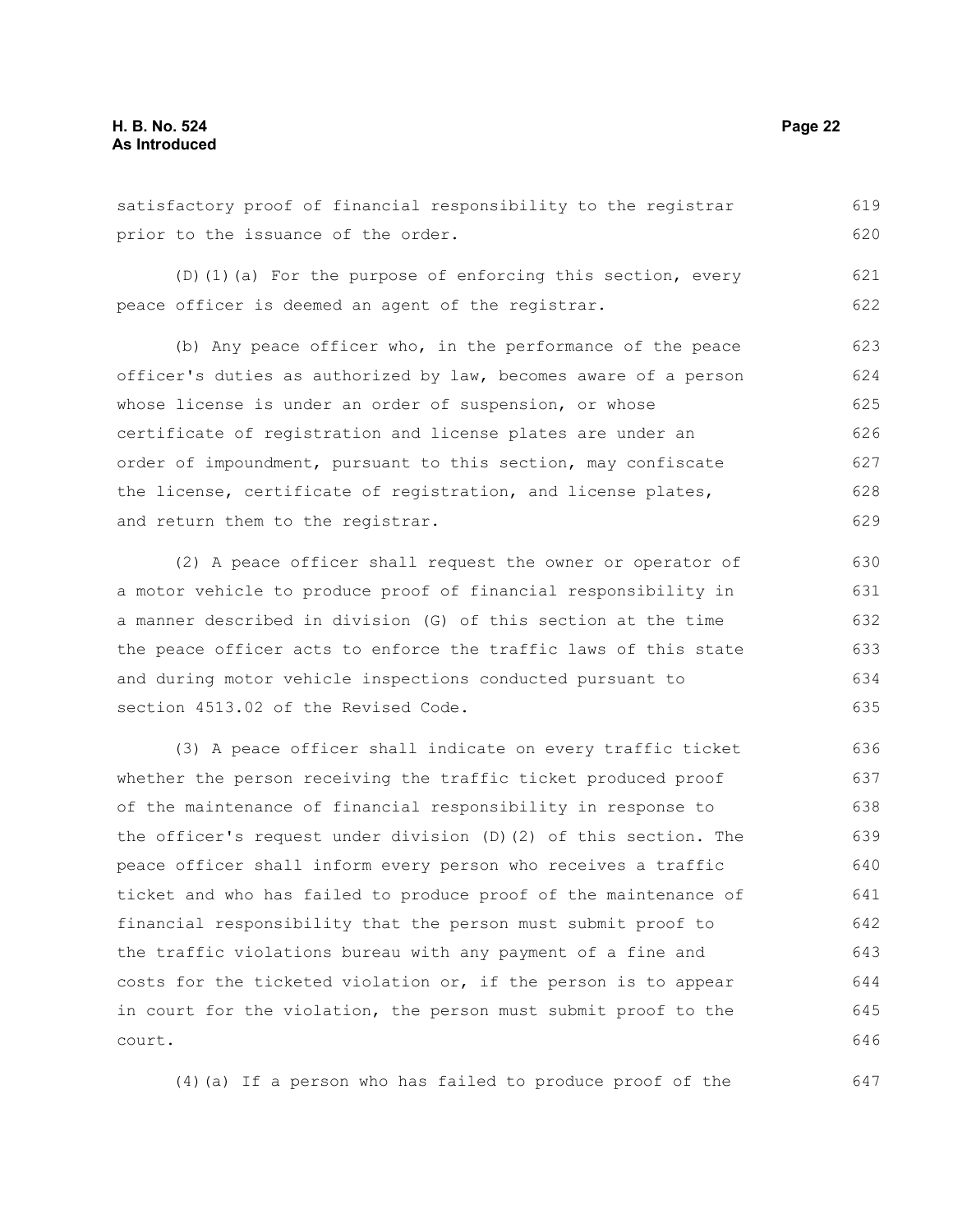satisfactory proof of financial responsibility to the registrar prior to the issuance of the order.

(D)(1)(a) For the purpose of enforcing this section, every peace officer is deemed an agent of the registrar.

(b) Any peace officer who, in the performance of the peace officer's duties as authorized by law, becomes aware of a person whose license is under an order of suspension, or whose certificate of registration and license plates are under an order of impoundment, pursuant to this section, may confiscate the license, certificate of registration, and license plates, and return them to the registrar.

(2) A peace officer shall request the owner or operator of a motor vehicle to produce proof of financial responsibility in a manner described in division (G) of this section at the time the peace officer acts to enforce the traffic laws of this state and during motor vehicle inspections conducted pursuant to section 4513.02 of the Revised Code.

(3) A peace officer shall indicate on every traffic ticket whether the person receiving the traffic ticket produced proof of the maintenance of financial responsibility in response to the officer's request under division (D)(2) of this section. The peace officer shall inform every person who receives a traffic ticket and who has failed to produce proof of the maintenance of financial responsibility that the person must submit proof to the traffic violations bureau with any payment of a fine and costs for the ticketed violation or, if the person is to appear in court for the violation, the person must submit proof to the court.

(4)(a) If a person who has failed to produce proof of the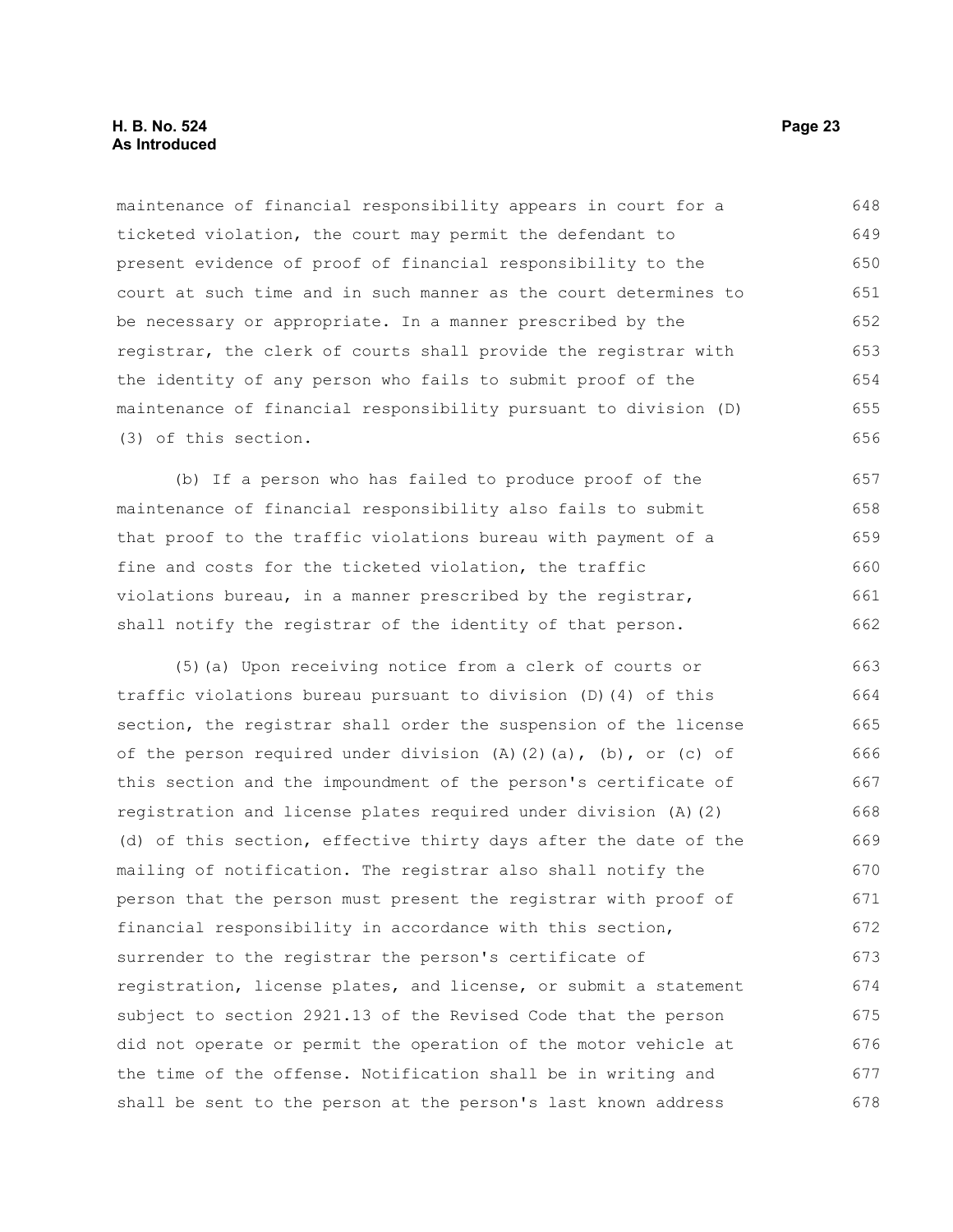maintenance of financial responsibility appears in court for a ticketed violation, the court may permit the defendant to present evidence of proof of financial responsibility to the court at such time and in such manner as the court determines to be necessary or appropriate. In a manner prescribed by the registrar, the clerk of courts shall provide the registrar with the identity of any person who fails to submit proof of the maintenance of financial responsibility pursuant to division (D)(3) of this section.

(b) If a person who has failed to produce proof of the maintenance of financial responsibility also fails to submit that proof to the traffic violations bureau with payment of a fine and costs for the ticketed violation, the traffic violations bureau, in a manner prescribed by the registrar, shall notify the registrar of the identity of that person.

(5)(a) Upon receiving notice from a clerk of courts or traffic violations bureau pursuant to division (D)(4) of this section, the registrar shall order the suspension of the license of the person required under division (A)(2)(a), (b), or (c) of this section and the impoundment of the person's certificate of registration and license plates required under division (A)(2)(d) of this section, effective thirty days after the date of the mailing of notification. The registrar also shall notify the person that the person must present the registrar with proof of financial responsibility in accordance with this section, surrender to the registrar the person's certificate of registration, license plates, and license, or submit a statement subject to section 2921.13 of the Revised Code that the person did not operate or permit the operation of the motor vehicle at the time of the offense. Notification shall be in writing and shall be sent to the person at the person's last known address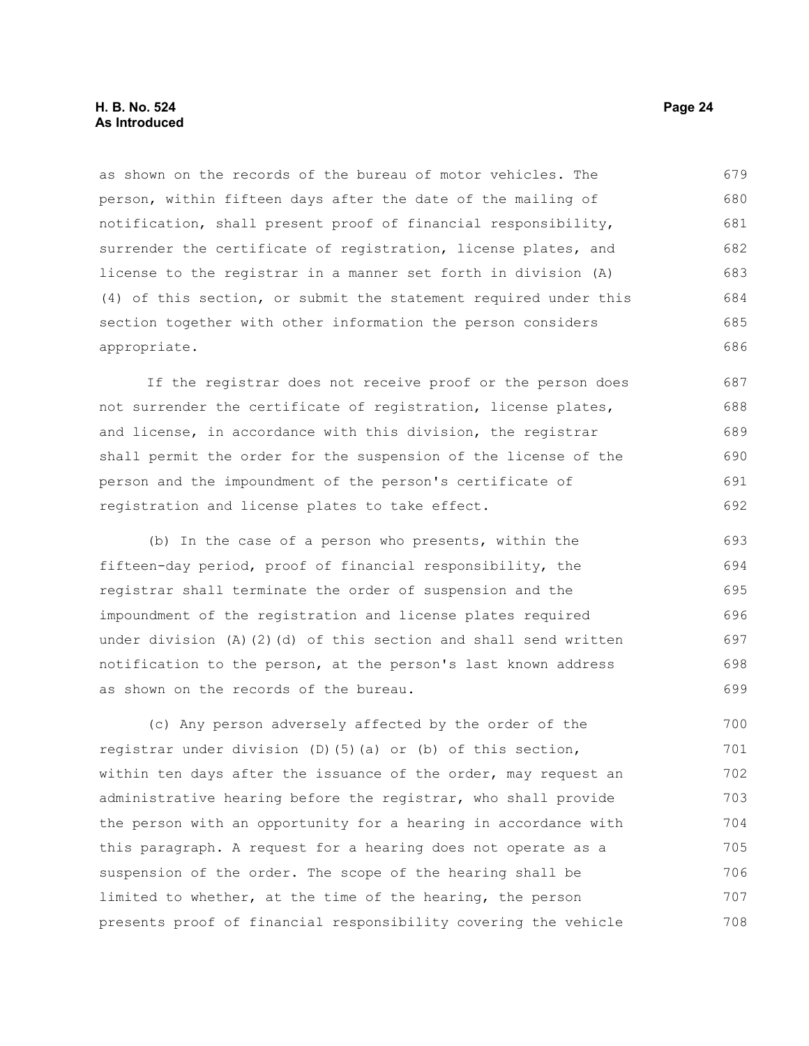as shown on the records of the bureau of motor vehicles. The person, within fifteen days after the date of the mailing of notification, shall present proof of financial responsibility, surrender the certificate of registration, license plates, and license to the registrar in a manner set forth in division (A)(4) of this section, or submit the statement required under this section together with other information the person considers appropriate.

If the registrar does not receive proof or the person does not surrender the certificate of registration, license plates, and license, in accordance with this division, the registrar shall permit the order for the suspension of the license of the person and the impoundment of the person's certificate of registration and license plates to take effect.

(b) In the case of a person who presents, within the fifteen-day period, proof of financial responsibility, the registrar shall terminate the order of suspension and the impoundment of the registration and license plates required under division (A)(2)(d) of this section and shall send written notification to the person, at the person's last known address as shown on the records of the bureau.

(c) Any person adversely affected by the order of the registrar under division (D)(5)(a) or (b) of this section, within ten days after the issuance of the order, may request an administrative hearing before the registrar, who shall provide the person with an opportunity for a hearing in accordance with this paragraph. A request for a hearing does not operate as a suspension of the order. The scope of the hearing shall be limited to whether, at the time of the hearing, the person presents proof of financial responsibility covering the vehicle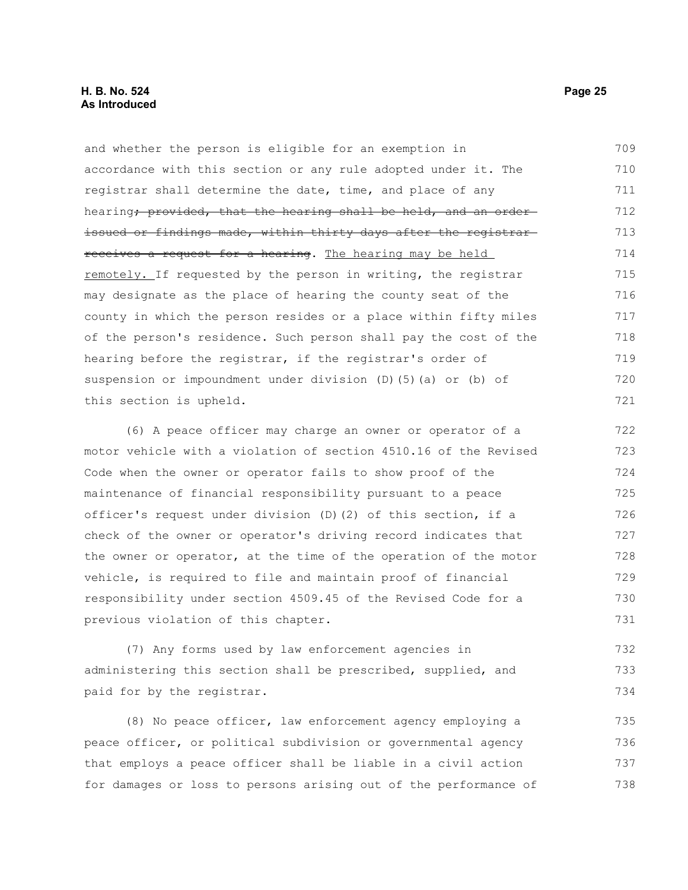and whether the person is eligible for an exemption in accordance with this section or any rule adopted under it. The registrar shall determine the date, time, and place of any hearing~~; provided, that the hearing shall be held, and an order issued or findings made, within thirty days after the registrar receives a request for a hearing~~. The hearing may be held remotely. If requested by the person in writing, the registrar may designate as the place of hearing the county seat of the county in which the person resides or a place within fifty miles of the person's residence. Such person shall pay the cost of the hearing before the registrar, if the registrar's order of suspension or impoundment under division (D)(5)(a) or (b) of this section is upheld.

(6) A peace officer may charge an owner or operator of a motor vehicle with a violation of section 4510.16 of the Revised Code when the owner or operator fails to show proof of the maintenance of financial responsibility pursuant to a peace officer's request under division (D)(2) of this section, if a check of the owner or operator's driving record indicates that the owner or operator, at the time of the operation of the motor vehicle, is required to file and maintain proof of financial responsibility under section 4509.45 of the Revised Code for a previous violation of this chapter.

(7) Any forms used by law enforcement agencies in administering this section shall be prescribed, supplied, and paid for by the registrar.

(8) No peace officer, law enforcement agency employing a peace officer, or political subdivision or governmental agency that employs a peace officer shall be liable in a civil action for damages or loss to persons arising out of the performance of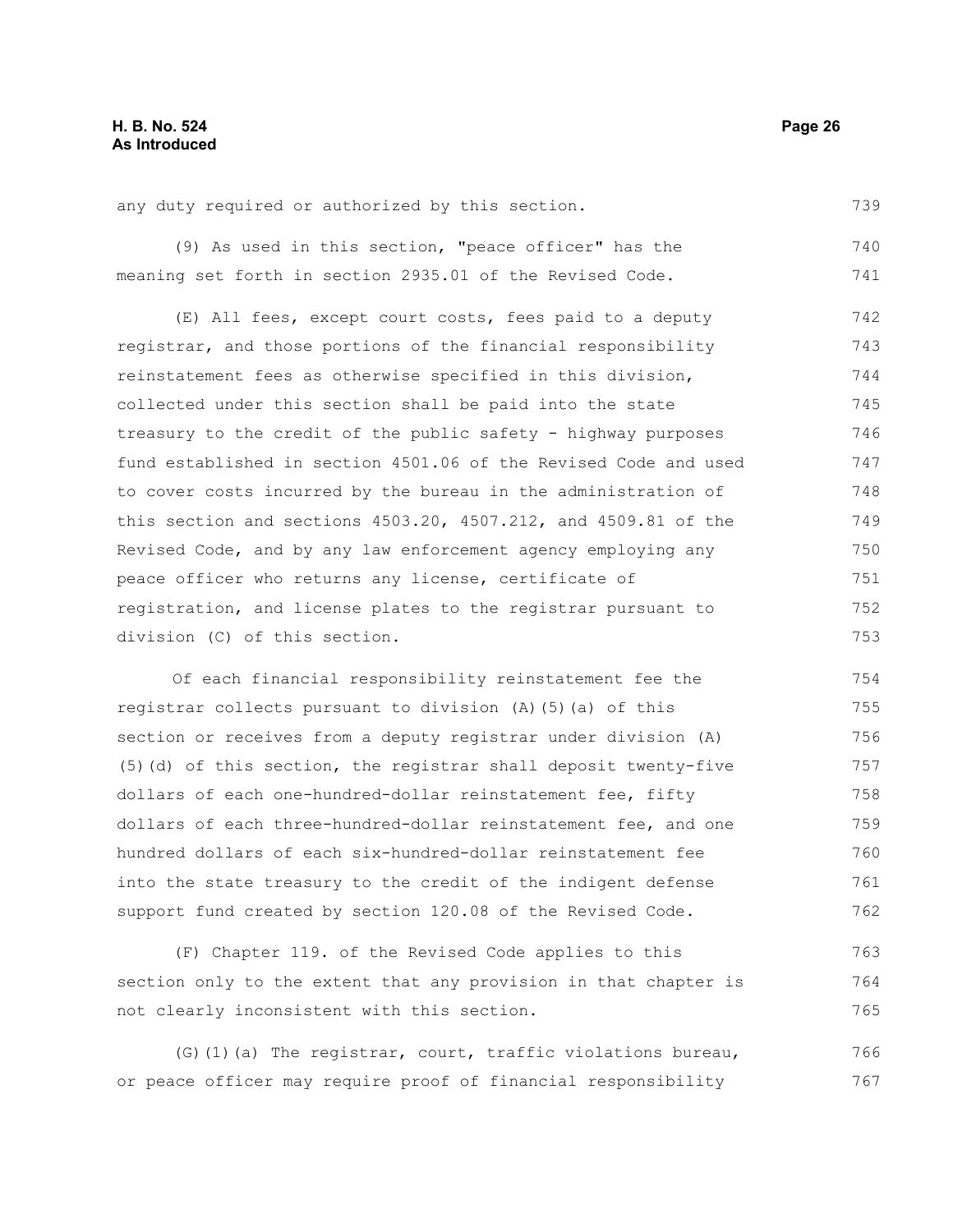any duty required or authorized by this section.

(9) As used in this section, "peace officer" has the meaning set forth in section 2935.01 of the Revised Code.

(E) All fees, except court costs, fees paid to a deputy registrar, and those portions of the financial responsibility reinstatement fees as otherwise specified in this division, collected under this section shall be paid into the state treasury to the credit of the public safety - highway purposes fund established in section 4501.06 of the Revised Code and used to cover costs incurred by the bureau in the administration of this section and sections 4503.20, 4507.212, and 4509.81 of the Revised Code, and by any law enforcement agency employing any peace officer who returns any license, certificate of registration, and license plates to the registrar pursuant to division (C) of this section.

Of each financial responsibility reinstatement fee the registrar collects pursuant to division (A)(5)(a) of this section or receives from a deputy registrar under division (A)(5)(d) of this section, the registrar shall deposit twenty-five dollars of each one-hundred-dollar reinstatement fee, fifty dollars of each three-hundred-dollar reinstatement fee, and one hundred dollars of each six-hundred-dollar reinstatement fee into the state treasury to the credit of the indigent defense support fund created by section 120.08 of the Revised Code.

(F) Chapter 119. of the Revised Code applies to this section only to the extent that any provision in that chapter is not clearly inconsistent with this section.

(G)(1)(a) The registrar, court, traffic violations bureau, or peace officer may require proof of financial responsibility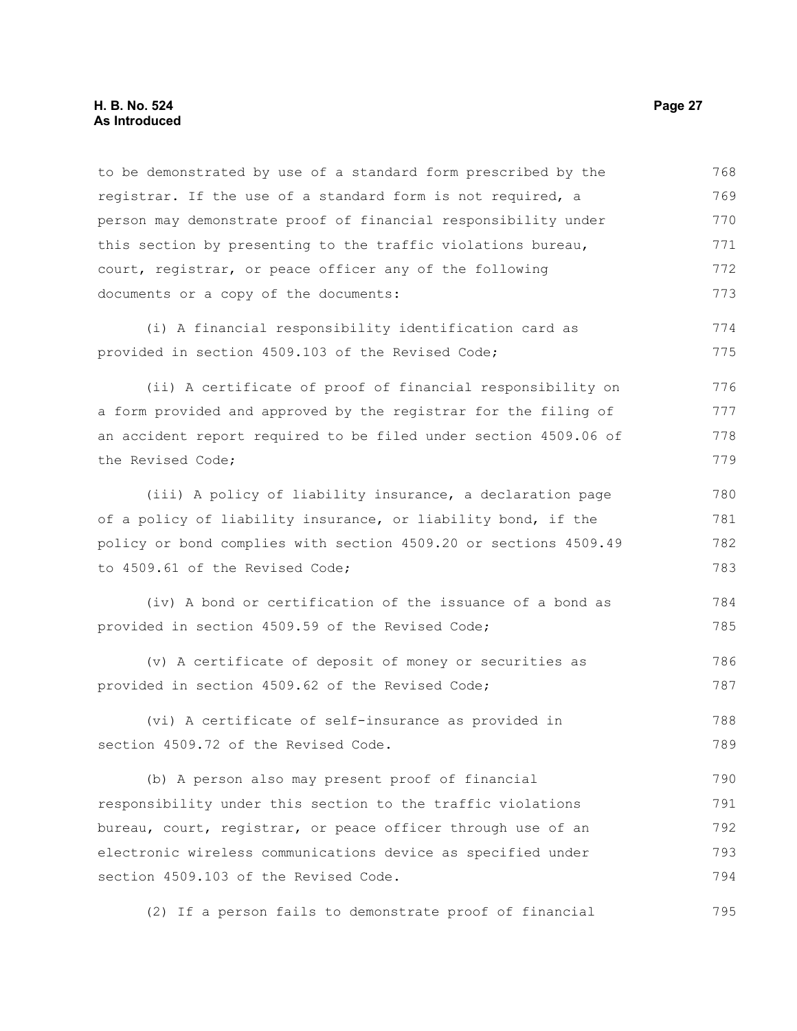to be demonstrated by use of a standard form prescribed by the registrar. If the use of a standard form is not required, a person may demonstrate proof of financial responsibility under this section by presenting to the traffic violations bureau, court, registrar, or peace officer any of the following documents or a copy of the documents:

(i) A financial responsibility identification card as provided in section 4509.103 of the Revised Code;

(ii) A certificate of proof of financial responsibility on a form provided and approved by the registrar for the filing of an accident report required to be filed under section 4509.06 of the Revised Code;

(iii) A policy of liability insurance, a declaration page of a policy of liability insurance, or liability bond, if the policy or bond complies with section 4509.20 or sections 4509.49 to 4509.61 of the Revised Code;

(iv) A bond or certification of the issuance of a bond as provided in section 4509.59 of the Revised Code;

(v) A certificate of deposit of money or securities as provided in section 4509.62 of the Revised Code;

(vi) A certificate of self-insurance as provided in section 4509.72 of the Revised Code.

(b) A person also may present proof of financial responsibility under this section to the traffic violations bureau, court, registrar, or peace officer through use of an electronic wireless communications device as specified under section 4509.103 of the Revised Code.

(2) If a person fails to demonstrate proof of financial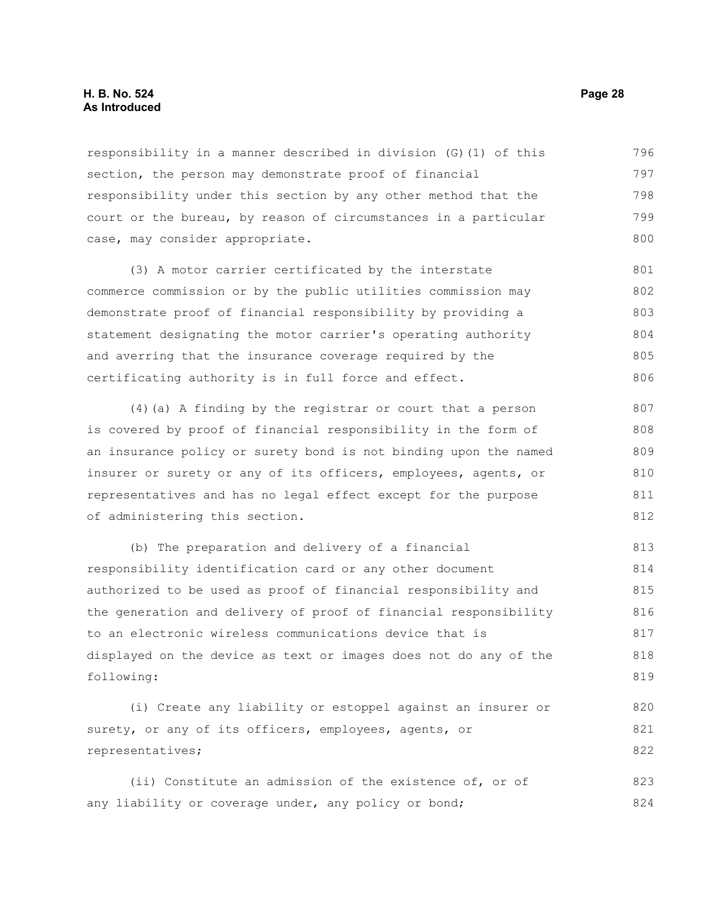responsibility in a manner described in division (G)(1) of this section, the person may demonstrate proof of financial responsibility under this section by any other method that the court or the bureau, by reason of circumstances in a particular case, may consider appropriate.

(3) A motor carrier certificated by the interstate commerce commission or by the public utilities commission may demonstrate proof of financial responsibility by providing a statement designating the motor carrier's operating authority and averring that the insurance coverage required by the certificating authority is in full force and effect.

(4)(a) A finding by the registrar or court that a person is covered by proof of financial responsibility in the form of an insurance policy or surety bond is not binding upon the named insurer or surety or any of its officers, employees, agents, or representatives and has no legal effect except for the purpose of administering this section.

(b) The preparation and delivery of a financial responsibility identification card or any other document authorized to be used as proof of financial responsibility and the generation and delivery of proof of financial responsibility to an electronic wireless communications device that is displayed on the device as text or images does not do any of the following:

(i) Create any liability or estoppel against an insurer or surety, or any of its officers, employees, agents, or representatives;

(ii) Constitute an admission of the existence of, or of any liability or coverage under, any policy or bond;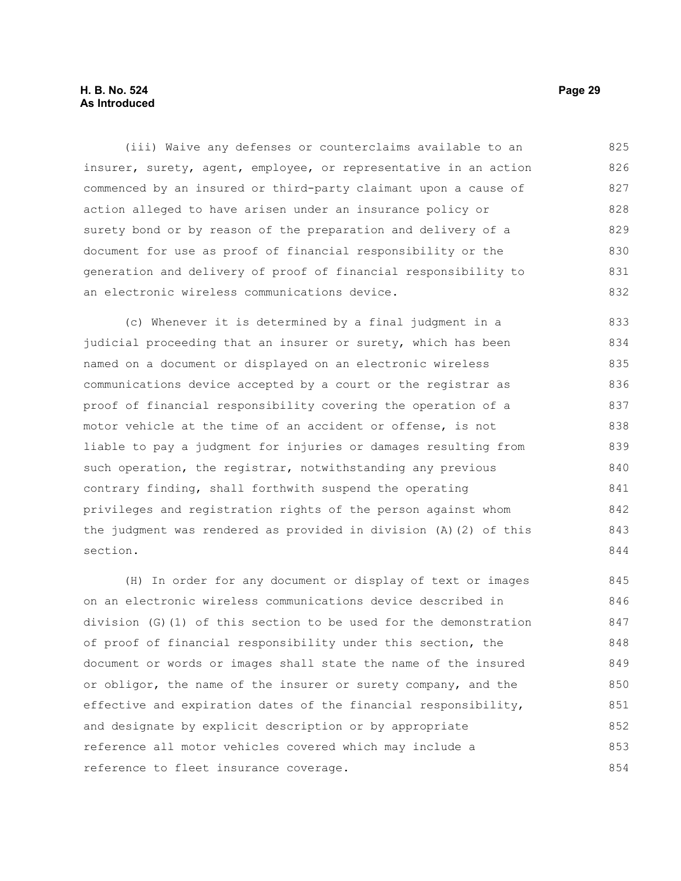(iii) Waive any defenses or counterclaims available to an insurer, surety, agent, employee, or representative in an action commenced by an insured or third-party claimant upon a cause of action alleged to have arisen under an insurance policy or surety bond or by reason of the preparation and delivery of a document for use as proof of financial responsibility or the generation and delivery of proof of financial responsibility to an electronic wireless communications device.

(c) Whenever it is determined by a final judgment in a judicial proceeding that an insurer or surety, which has been named on a document or displayed on an electronic wireless communications device accepted by a court or the registrar as proof of financial responsibility covering the operation of a motor vehicle at the time of an accident or offense, is not liable to pay a judgment for injuries or damages resulting from such operation, the registrar, notwithstanding any previous contrary finding, shall forthwith suspend the operating privileges and registration rights of the person against whom the judgment was rendered as provided in division (A)(2) of this section.

(H) In order for any document or display of text or images on an electronic wireless communications device described in division (G)(1) of this section to be used for the demonstration of proof of financial responsibility under this section, the document or words or images shall state the name of the insured or obligor, the name of the insurer or surety company, and the effective and expiration dates of the financial responsibility, and designate by explicit description or by appropriate reference all motor vehicles covered which may include a reference to fleet insurance coverage.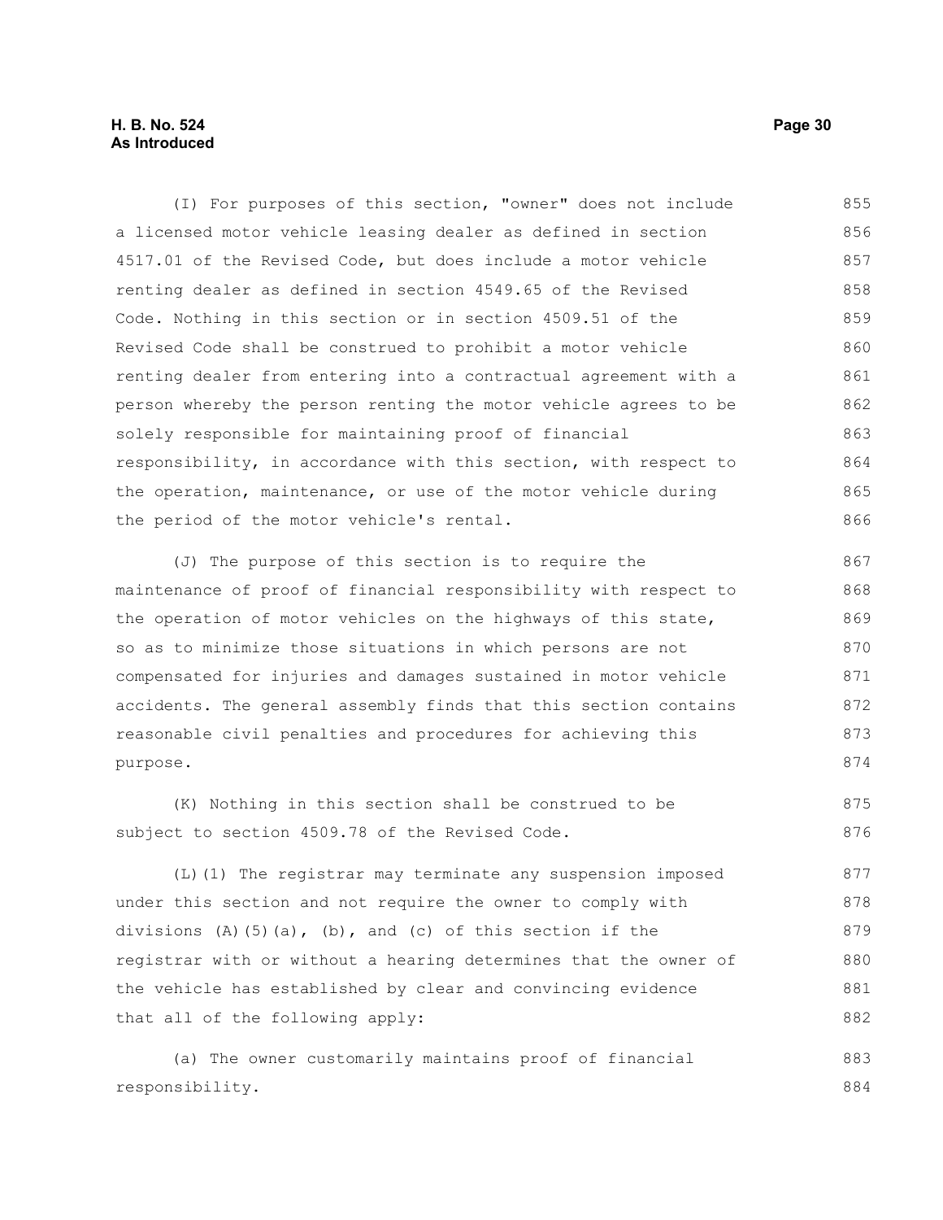(I) For purposes of this section, "owner" does not include a licensed motor vehicle leasing dealer as defined in section 4517.01 of the Revised Code, but does include a motor vehicle renting dealer as defined in section 4549.65 of the Revised Code. Nothing in this section or in section 4509.51 of the Revised Code shall be construed to prohibit a motor vehicle renting dealer from entering into a contractual agreement with a person whereby the person renting the motor vehicle agrees to be solely responsible for maintaining proof of financial responsibility, in accordance with this section, with respect to the operation, maintenance, or use of the motor vehicle during the period of the motor vehicle's rental.

(J) The purpose of this section is to require the maintenance of proof of financial responsibility with respect to the operation of motor vehicles on the highways of this state, so as to minimize those situations in which persons are not compensated for injuries and damages sustained in motor vehicle accidents. The general assembly finds that this section contains reasonable civil penalties and procedures for achieving this purpose.

(K) Nothing in this section shall be construed to be subject to section 4509.78 of the Revised Code.

(L)(1) The registrar may terminate any suspension imposed under this section and not require the owner to comply with divisions (A)(5)(a), (b), and (c) of this section if the registrar with or without a hearing determines that the owner of the vehicle has established by clear and convincing evidence that all of the following apply:

(a) The owner customarily maintains proof of financial responsibility.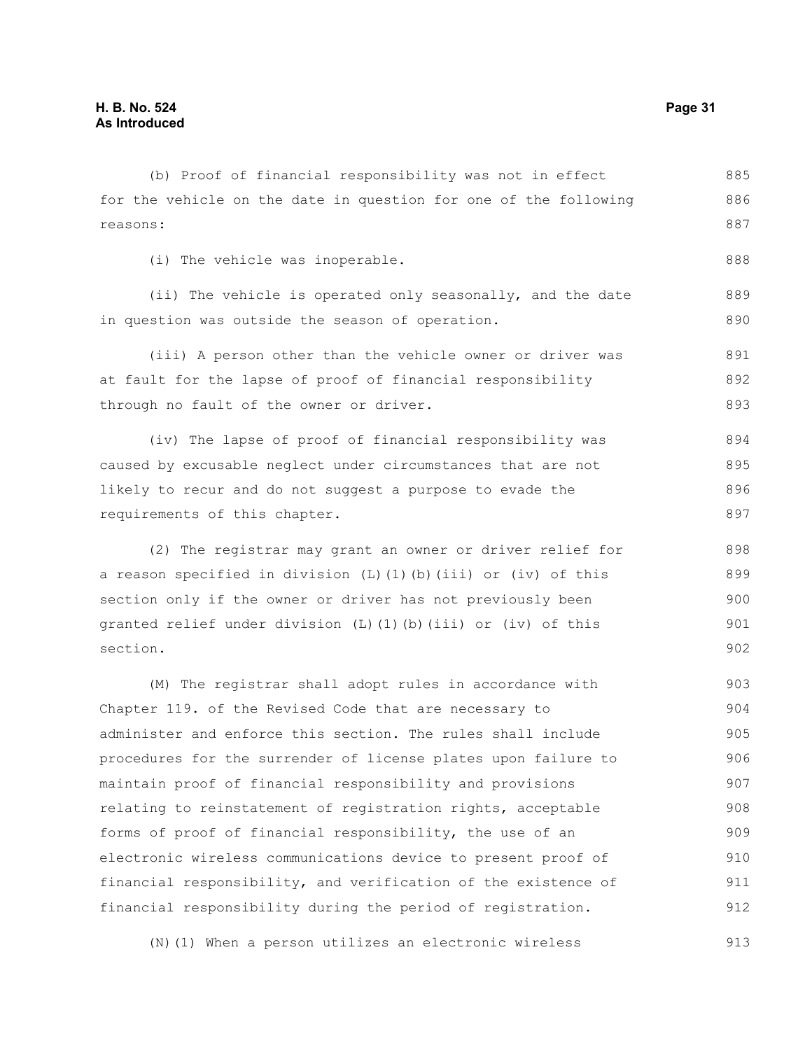(b) Proof of financial responsibility was not in effect for the vehicle on the date in question for one of the following reasons:

(i) The vehicle was inoperable.

(ii) The vehicle is operated only seasonally, and the date in question was outside the season of operation.

(iii) A person other than the vehicle owner or driver was at fault for the lapse of proof of financial responsibility through no fault of the owner or driver.

(iv) The lapse of proof of financial responsibility was caused by excusable neglect under circumstances that are not likely to recur and do not suggest a purpose to evade the requirements of this chapter.

(2) The registrar may grant an owner or driver relief for a reason specified in division (L)(1)(b)(iii) or (iv) of this section only if the owner or driver has not previously been granted relief under division (L)(1)(b)(iii) or (iv) of this section.

(M) The registrar shall adopt rules in accordance with Chapter 119. of the Revised Code that are necessary to administer and enforce this section. The rules shall include procedures for the surrender of license plates upon failure to maintain proof of financial responsibility and provisions relating to reinstatement of registration rights, acceptable forms of proof of financial responsibility, the use of an electronic wireless communications device to present proof of financial responsibility, and verification of the existence of financial responsibility during the period of registration.

(N)(1) When a person utilizes an electronic wireless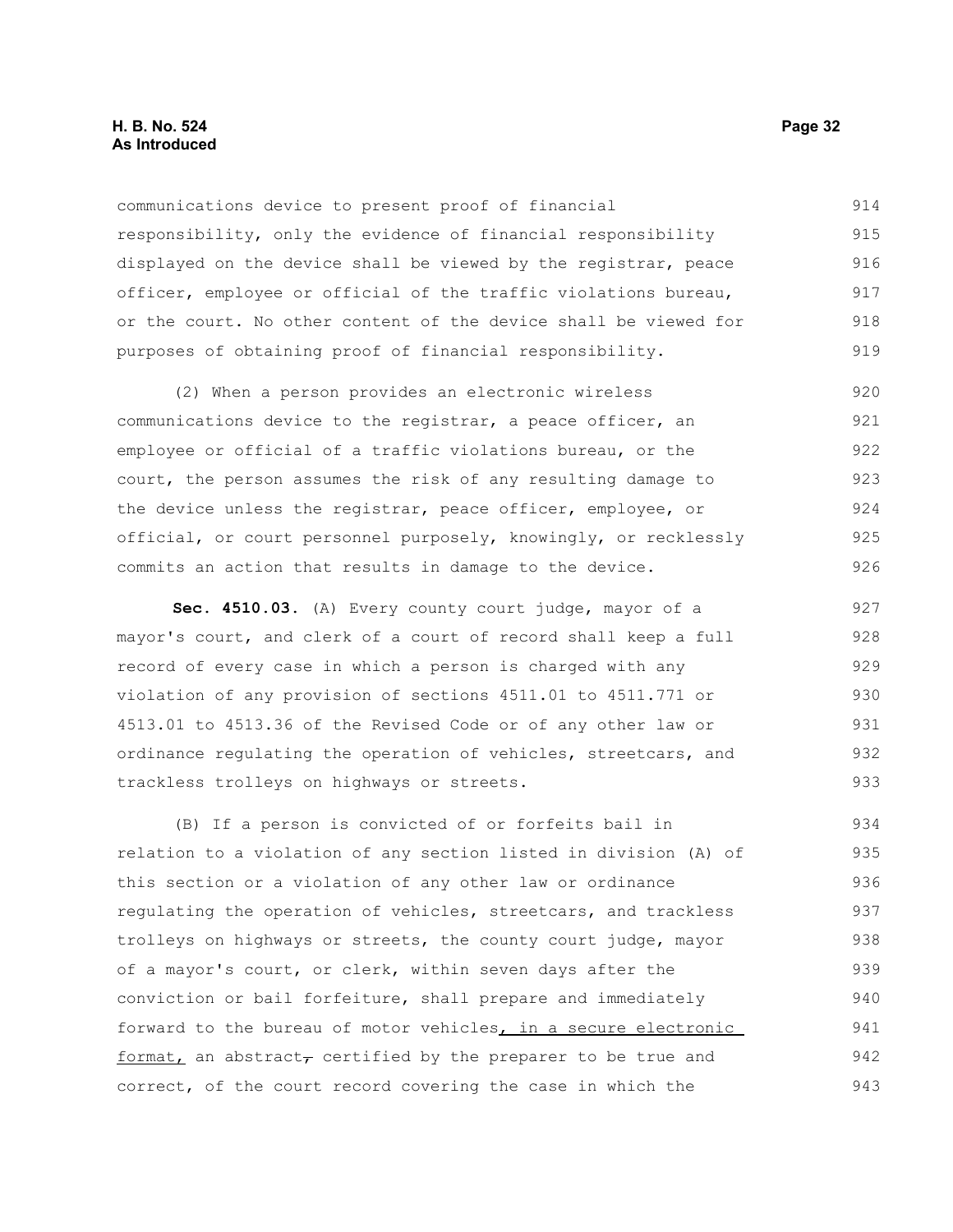communications device to present proof of financial responsibility, only the evidence of financial responsibility displayed on the device shall be viewed by the registrar, peace officer, employee or official of the traffic violations bureau, or the court. No other content of the device shall be viewed for purposes of obtaining proof of financial responsibility.

(2) When a person provides an electronic wireless communications device to the registrar, a peace officer, an employee or official of a traffic violations bureau, or the court, the person assumes the risk of any resulting damage to the device unless the registrar, peace officer, employee, or official, or court personnel purposely, knowingly, or recklessly commits an action that results in damage to the device.

**Sec. 4510.03.** (A) Every county court judge, mayor of a mayor's court, and clerk of a court of record shall keep a full record of every case in which a person is charged with any violation of any provision of sections 4511.01 to 4511.771 or 4513.01 to 4513.36 of the Revised Code or of any other law or ordinance regulating the operation of vehicles, streetcars, and trackless trolleys on highways or streets.

(B) If a person is convicted of or forfeits bail in relation to a violation of any section listed in division (A) of this section or a violation of any other law or ordinance regulating the operation of vehicles, streetcars, and trackless trolleys on highways or streets, the county court judge, mayor of a mayor's court, or clerk, within seven days after the conviction or bail forfeiture, shall prepare and immediately forward to the bureau of motor vehicles, in a secure electronic format, an abstract, certified by the preparer to be true and correct, of the court record covering the case in which the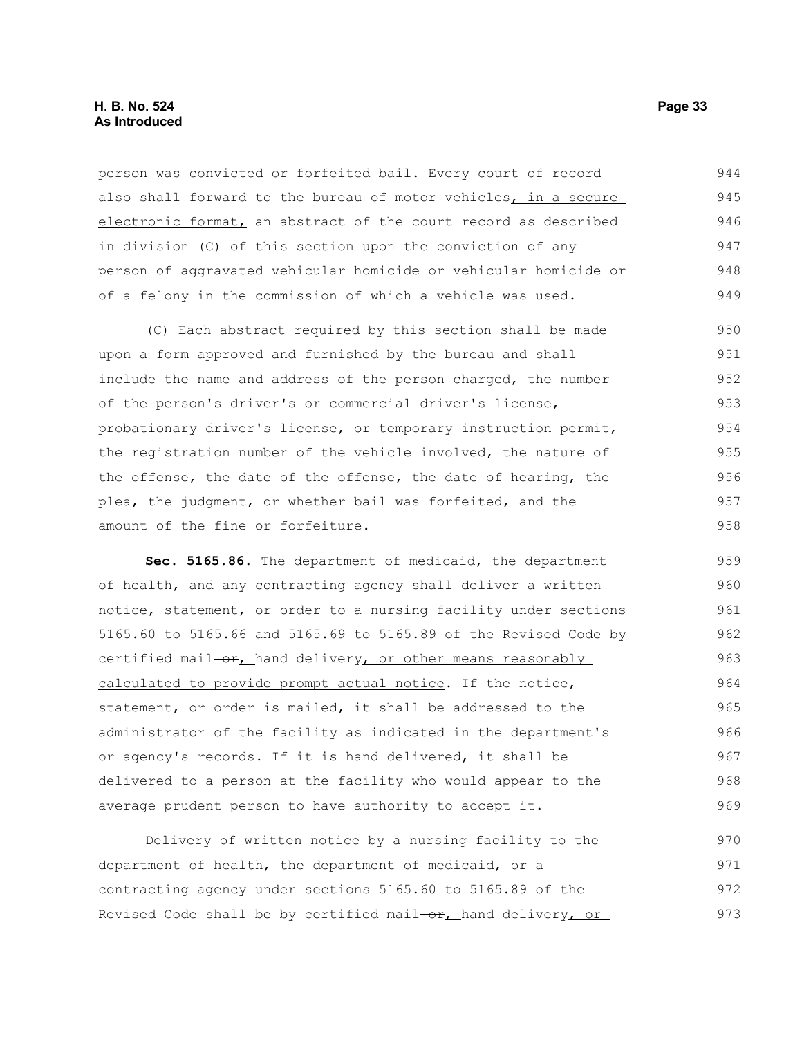person was convicted or forfeited bail. Every court of record also shall forward to the bureau of motor vehicles, in a secure electronic format, an abstract of the court record as described in division (C) of this section upon the conviction of any person of aggravated vehicular homicide or vehicular homicide or of a felony in the commission of which a vehicle was used.

(C) Each abstract required by this section shall be made upon a form approved and furnished by the bureau and shall include the name and address of the person charged, the number of the person's driver's or commercial driver's license, probationary driver's license, or temporary instruction permit, the registration number of the vehicle involved, the nature of the offense, the date of the offense, the date of hearing, the plea, the judgment, or whether bail was forfeited, and the amount of the fine or forfeiture.

**Sec. 5165.86.** The department of medicaid, the department of health, and any contracting agency shall deliver a written notice, statement, or order to a nursing facility under sections 5165.60 to 5165.66 and 5165.69 to 5165.89 of the Revised Code by certified mail ~~or~~, hand delivery, or other means reasonably calculated to provide prompt actual notice. If the notice, statement, or order is mailed, it shall be addressed to the administrator of the facility as indicated in the department's or agency's records. If it is hand delivered, it shall be delivered to a person at the facility who would appear to the average prudent person to have authority to accept it.

Delivery of written notice by a nursing facility to the department of health, the department of medicaid, or a contracting agency under sections 5165.60 to 5165.89 of the Revised Code shall be by certified mail ~~or~~, hand delivery, or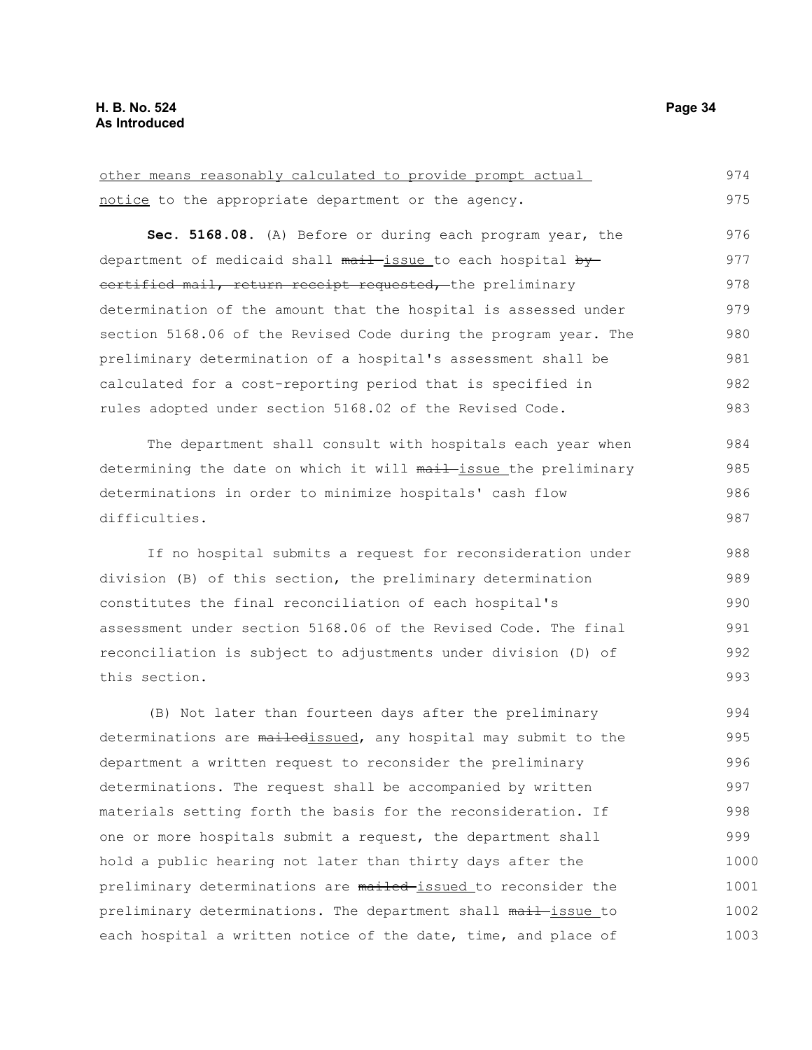other means reasonably calculated to provide prompt actual notice to the appropriate department or the agency.

**Sec. 5168.08.** (A) Before or during each program year, the department of medicaid shall ~~mail~~ issue to each hospital ~~by certified mail, return receipt requested,~~ the preliminary determination of the amount that the hospital is assessed under section 5168.06 of the Revised Code during the program year. The preliminary determination of a hospital's assessment shall be calculated for a cost-reporting period that is specified in rules adopted under section 5168.02 of the Revised Code.

The department shall consult with hospitals each year when determining the date on which it will ~~mail~~ issue the preliminary determinations in order to minimize hospitals' cash flow difficulties.

If no hospital submits a request for reconsideration under division (B) of this section, the preliminary determination constitutes the final reconciliation of each hospital's assessment under section 5168.06 of the Revised Code. The final reconciliation is subject to adjustments under division (D) of this section.

(B) Not later than fourteen days after the preliminary determinations are ~~mailed~~issued, any hospital may submit to the department a written request to reconsider the preliminary determinations. The request shall be accompanied by written materials setting forth the basis for the reconsideration. If one or more hospitals submit a request, the department shall hold a public hearing not later than thirty days after the preliminary determinations are ~~mailed~~ issued to reconsider the preliminary determinations. The department shall ~~mail~~ issue to each hospital a written notice of the date, time, and place of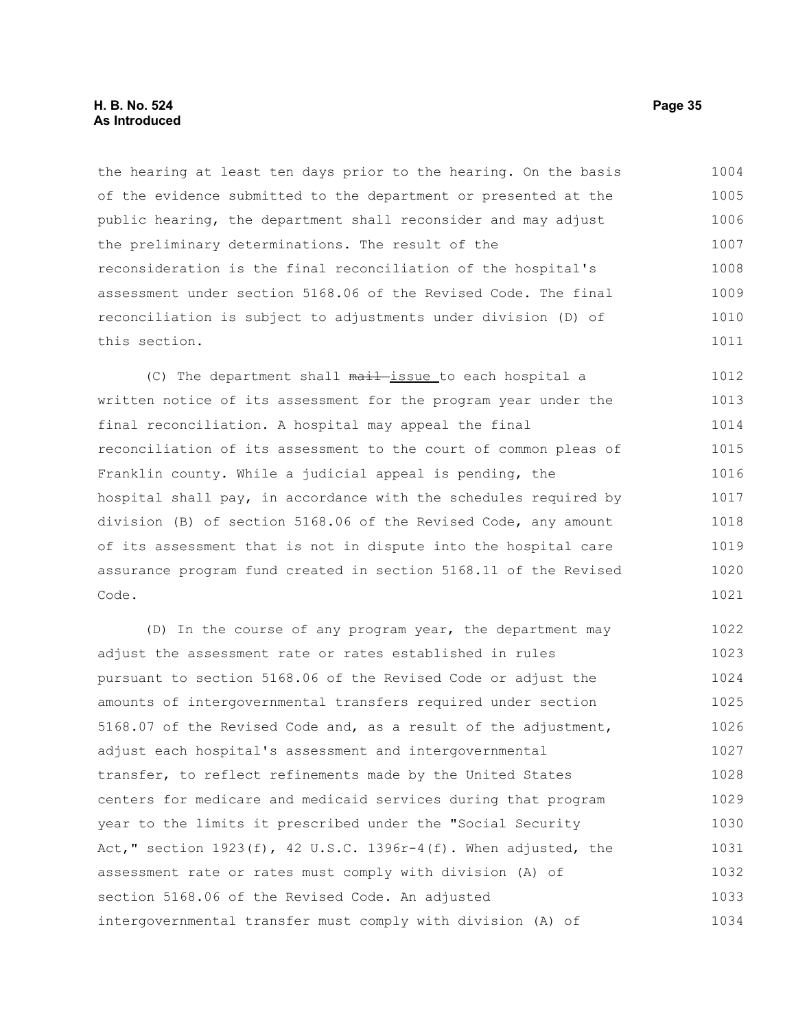the hearing at least ten days prior to the hearing. On the basis of the evidence submitted to the department or presented at the public hearing, the department shall reconsider and may adjust the preliminary determinations. The result of the reconsideration is the final reconciliation of the hospital's assessment under section 5168.06 of the Revised Code. The final reconciliation is subject to adjustments under division (D) of this section.

(C) The department shall ~~mail~~ issue to each hospital a written notice of its assessment for the program year under the final reconciliation. A hospital may appeal the final reconciliation of its assessment to the court of common pleas of Franklin county. While a judicial appeal is pending, the hospital shall pay, in accordance with the schedules required by division (B) of section 5168.06 of the Revised Code, any amount of its assessment that is not in dispute into the hospital care assurance program fund created in section 5168.11 of the Revised Code.

(D) In the course of any program year, the department may adjust the assessment rate or rates established in rules pursuant to section 5168.06 of the Revised Code or adjust the amounts of intergovernmental transfers required under section 5168.07 of the Revised Code and, as a result of the adjustment, adjust each hospital's assessment and intergovernmental transfer, to reflect refinements made by the United States centers for medicare and medicaid services during that program year to the limits it prescribed under the "Social Security Act," section 1923(f), 42 U.S.C. 1396r-4(f). When adjusted, the assessment rate or rates must comply with division (A) of section 5168.06 of the Revised Code. An adjusted intergovernmental transfer must comply with division (A) of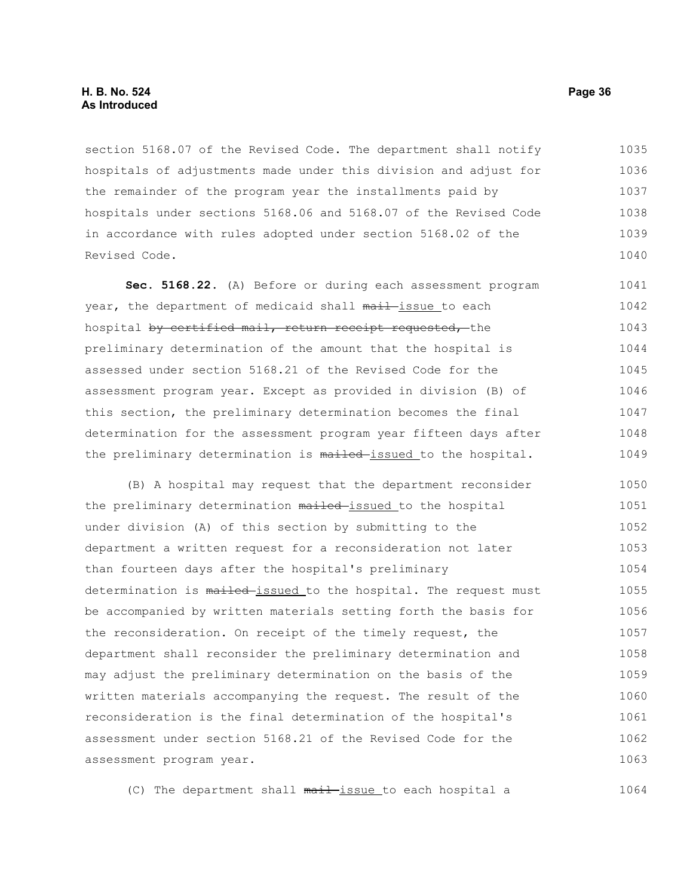section 5168.07 of the Revised Code. The department shall notify hospitals of adjustments made under this division and adjust for the remainder of the program year the installments paid by hospitals under sections 5168.06 and 5168.07 of the Revised Code in accordance with rules adopted under section 5168.02 of the Revised Code.

**Sec. 5168.22.** (A) Before or during each assessment program year, the department of medicaid shall ~~mail~~ issue to each hospital ~~by certified mail, return receipt requested,~~ the preliminary determination of the amount that the hospital is assessed under section 5168.21 of the Revised Code for the assessment program year. Except as provided in division (B) of this section, the preliminary determination becomes the final determination for the assessment program year fifteen days after the preliminary determination is ~~mailed~~ issued to the hospital.

(B) A hospital may request that the department reconsider the preliminary determination ~~mailed~~ issued to the hospital under division (A) of this section by submitting to the department a written request for a reconsideration not later than fourteen days after the hospital's preliminary determination is ~~mailed~~ issued to the hospital. The request must be accompanied by written materials setting forth the basis for the reconsideration. On receipt of the timely request, the department shall reconsider the preliminary determination and may adjust the preliminary determination on the basis of the written materials accompanying the request. The result of the reconsideration is the final determination of the hospital's assessment under section 5168.21 of the Revised Code for the assessment program year.

(C) The department shall ~~mail~~ issue to each hospital a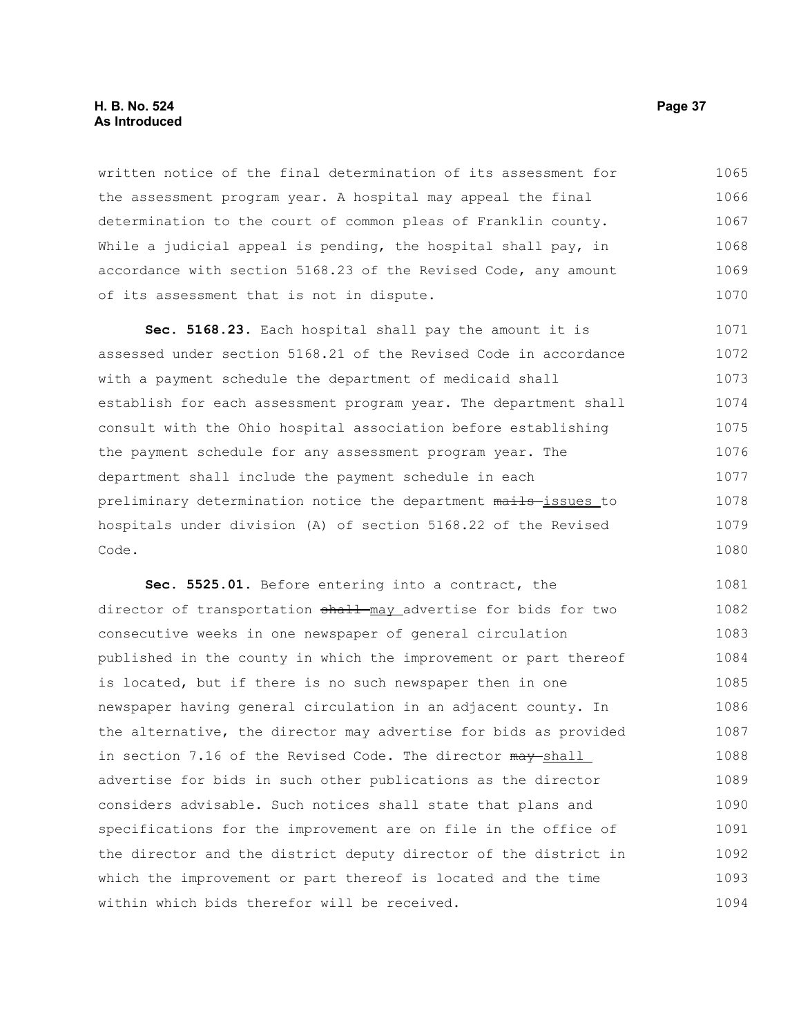written notice of the final determination of its assessment for the assessment program year. A hospital may appeal the final determination to the court of common pleas of Franklin county. While a judicial appeal is pending, the hospital shall pay, in accordance with section 5168.23 of the Revised Code, any amount of its assessment that is not in dispute.

**Sec. 5168.23.** Each hospital shall pay the amount it is assessed under section 5168.21 of the Revised Code in accordance with a payment schedule the department of medicaid shall establish for each assessment program year. The department shall consult with the Ohio hospital association before establishing the payment schedule for any assessment program year. The department shall include the payment schedule in each preliminary determination notice the department ~~mails~~ <u>issues</u> to hospitals under division (A) of section 5168.22 of the Revised Code.

**Sec. 5525.01.** Before entering into a contract, the director of transportation ~~shall~~ <u>may</u> advertise for bids for two consecutive weeks in one newspaper of general circulation published in the county in which the improvement or part thereof is located, but if there is no such newspaper then in one newspaper having general circulation in an adjacent county. In the alternative, the director may advertise for bids as provided in section 7.16 of the Revised Code. The director ~~may~~ <u>shall</u> advertise for bids in such other publications as the director considers advisable. Such notices shall state that plans and specifications for the improvement are on file in the office of the director and the district deputy director of the district in which the improvement or part thereof is located and the time within which bids therefor will be received.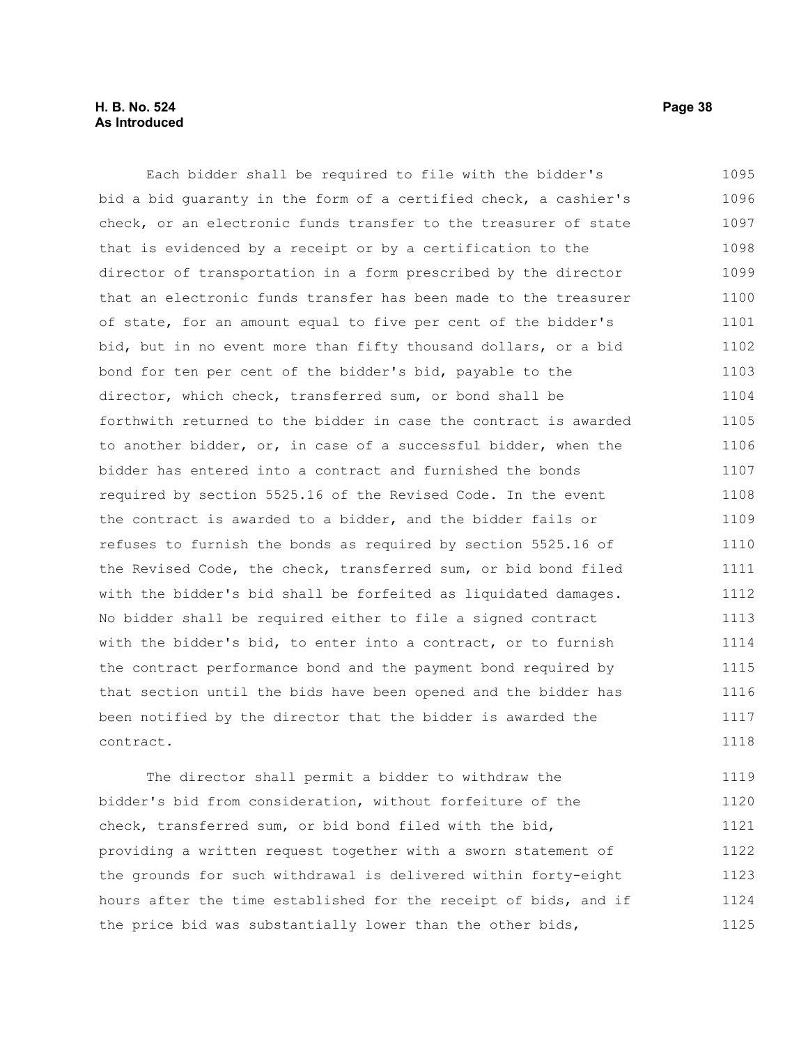Each bidder shall be required to file with the bidder's bid a bid guaranty in the form of a certified check, a cashier's check, or an electronic funds transfer to the treasurer of state that is evidenced by a receipt or by a certification to the director of transportation in a form prescribed by the director that an electronic funds transfer has been made to the treasurer of state, for an amount equal to five per cent of the bidder's bid, but in no event more than fifty thousand dollars, or a bid bond for ten per cent of the bidder's bid, payable to the director, which check, transferred sum, or bond shall be forthwith returned to the bidder in case the contract is awarded to another bidder, or, in case of a successful bidder, when the bidder has entered into a contract and furnished the bonds required by section 5525.16 of the Revised Code. In the event the contract is awarded to a bidder, and the bidder fails or refuses to furnish the bonds as required by section 5525.16 of the Revised Code, the check, transferred sum, or bid bond filed with the bidder's bid shall be forfeited as liquidated damages. No bidder shall be required either to file a signed contract with the bidder's bid, to enter into a contract, or to furnish the contract performance bond and the payment bond required by that section until the bids have been opened and the bidder has been notified by the director that the bidder is awarded the contract.

The director shall permit a bidder to withdraw the bidder's bid from consideration, without forfeiture of the check, transferred sum, or bid bond filed with the bid, providing a written request together with a sworn statement of the grounds for such withdrawal is delivered within forty-eight hours after the time established for the receipt of bids, and if the price bid was substantially lower than the other bids,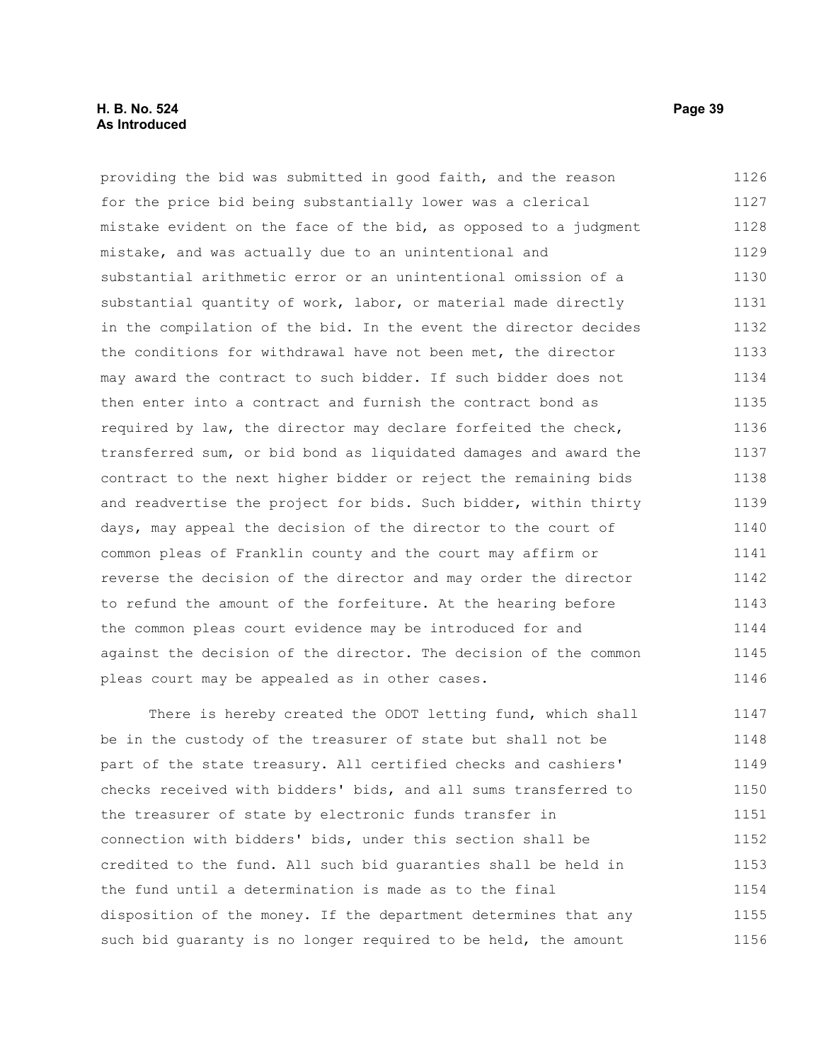providing the bid was submitted in good faith, and the reason for the price bid being substantially lower was a clerical mistake evident on the face of the bid, as opposed to a judgment mistake, and was actually due to an unintentional and substantial arithmetic error or an unintentional omission of a substantial quantity of work, labor, or material made directly in the compilation of the bid. In the event the director decides the conditions for withdrawal have not been met, the director may award the contract to such bidder. If such bidder does not then enter into a contract and furnish the contract bond as required by law, the director may declare forfeited the check, transferred sum, or bid bond as liquidated damages and award the contract to the next higher bidder or reject the remaining bids and readvertise the project for bids. Such bidder, within thirty days, may appeal the decision of the director to the court of common pleas of Franklin county and the court may affirm or reverse the decision of the director and may order the director to refund the amount of the forfeiture. At the hearing before the common pleas court evidence may be introduced for and against the decision of the director. The decision of the common pleas court may be appealed as in other cases.

There is hereby created the ODOT letting fund, which shall be in the custody of the treasurer of state but shall not be part of the state treasury. All certified checks and cashiers' checks received with bidders' bids, and all sums transferred to the treasurer of state by electronic funds transfer in connection with bidders' bids, under this section shall be credited to the fund. All such bid guaranties shall be held in the fund until a determination is made as to the final disposition of the money. If the department determines that any such bid guaranty is no longer required to be held, the amount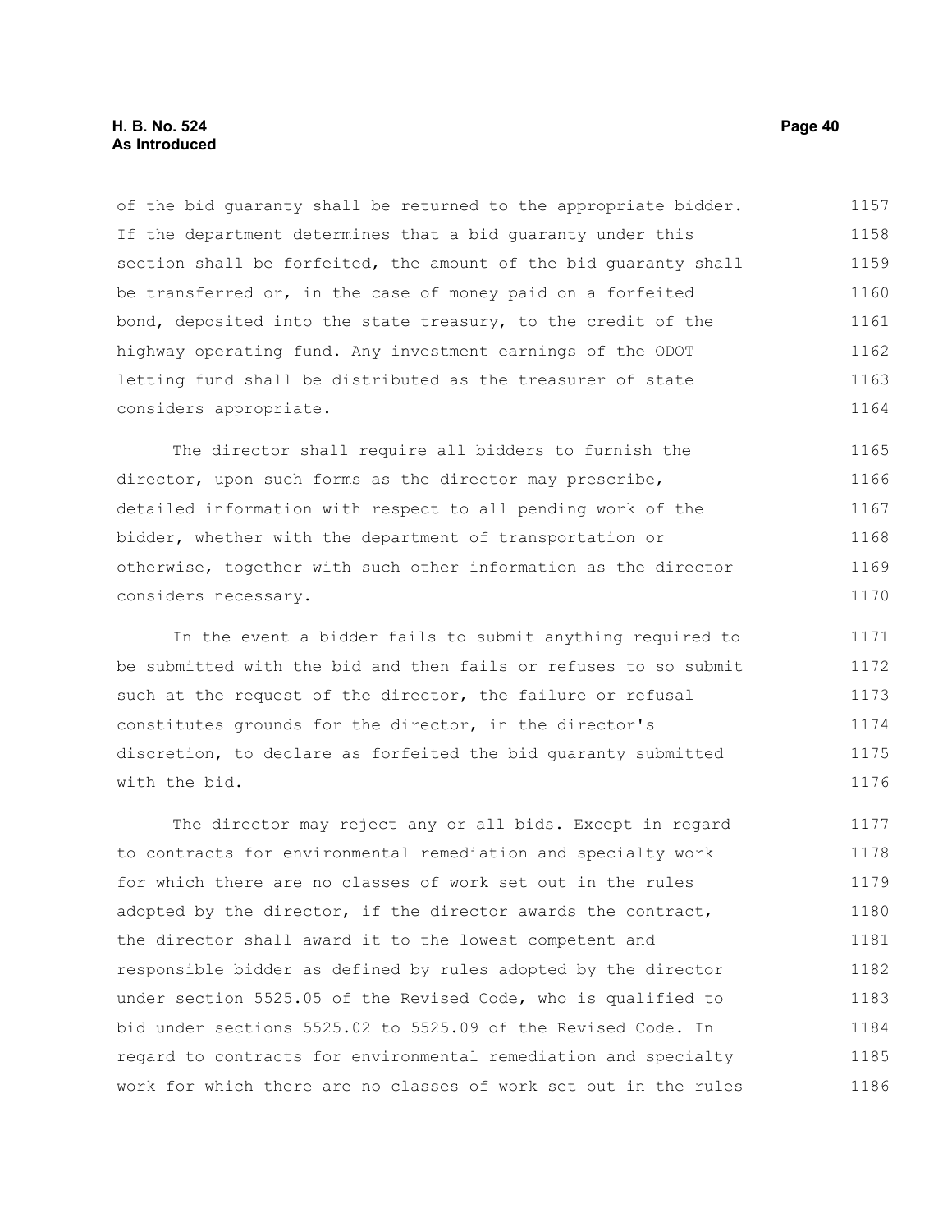of the bid guaranty shall be returned to the appropriate bidder. If the department determines that a bid guaranty under this section shall be forfeited, the amount of the bid guaranty shall be transferred or, in the case of money paid on a forfeited bond, deposited into the state treasury, to the credit of the highway operating fund. Any investment earnings of the ODOT letting fund shall be distributed as the treasurer of state considers appropriate.

The director shall require all bidders to furnish the director, upon such forms as the director may prescribe, detailed information with respect to all pending work of the bidder, whether with the department of transportation or otherwise, together with such other information as the director considers necessary.

In the event a bidder fails to submit anything required to be submitted with the bid and then fails or refuses to so submit such at the request of the director, the failure or refusal constitutes grounds for the director, in the director's discretion, to declare as forfeited the bid guaranty submitted with the bid.

The director may reject any or all bids. Except in regard to contracts for environmental remediation and specialty work for which there are no classes of work set out in the rules adopted by the director, if the director awards the contract, the director shall award it to the lowest competent and responsible bidder as defined by rules adopted by the director under section 5525.05 of the Revised Code, who is qualified to bid under sections 5525.02 to 5525.09 of the Revised Code. In regard to contracts for environmental remediation and specialty work for which there are no classes of work set out in the rules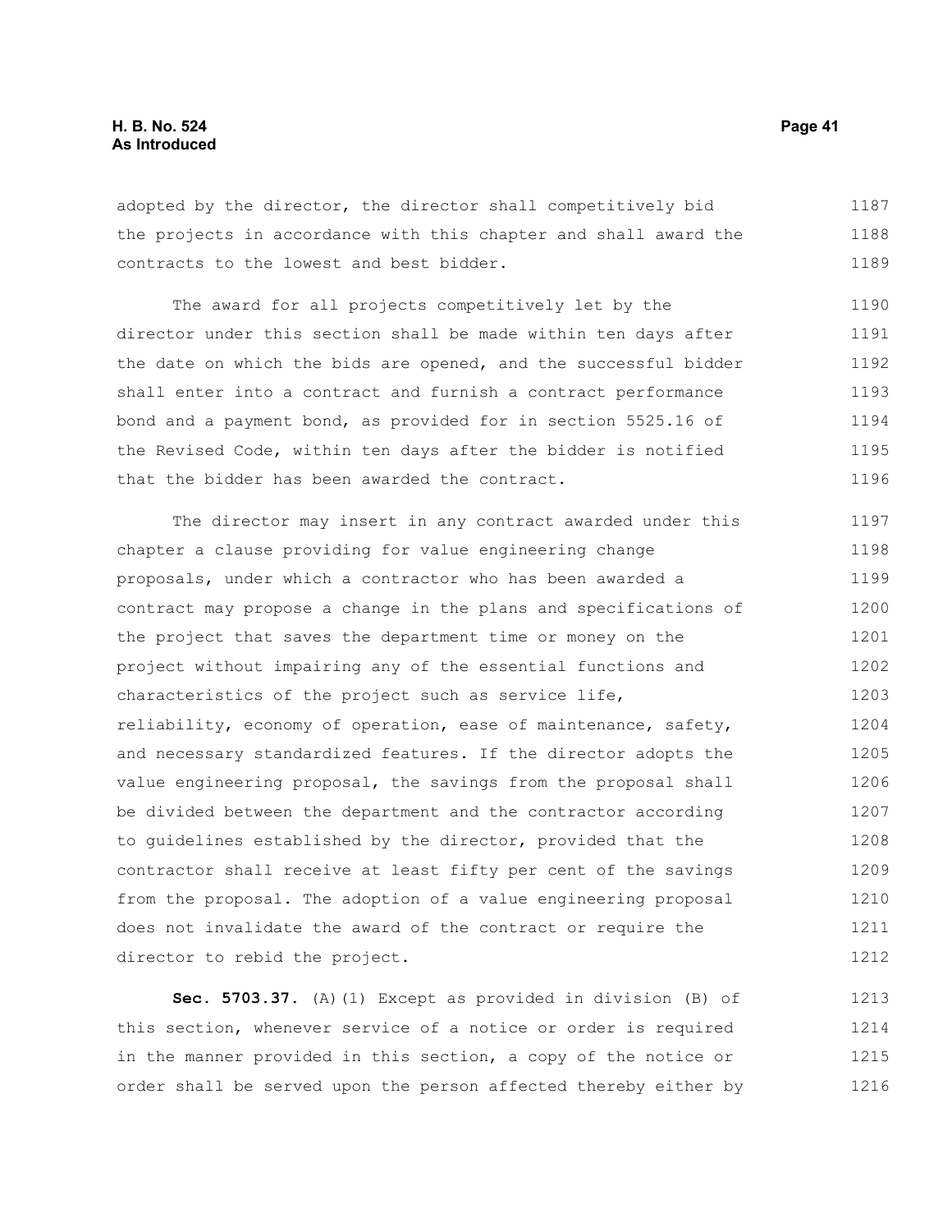adopted by the director, the director shall competitively bid the projects in accordance with this chapter and shall award the contracts to the lowest and best bidder.

The award for all projects competitively let by the director under this section shall be made within ten days after the date on which the bids are opened, and the successful bidder shall enter into a contract and furnish a contract performance bond and a payment bond, as provided for in section 5525.16 of the Revised Code, within ten days after the bidder is notified that the bidder has been awarded the contract.

The director may insert in any contract awarded under this chapter a clause providing for value engineering change proposals, under which a contractor who has been awarded a contract may propose a change in the plans and specifications of the project that saves the department time or money on the project without impairing any of the essential functions and characteristics of the project such as service life, reliability, economy of operation, ease of maintenance, safety, and necessary standardized features. If the director adopts the value engineering proposal, the savings from the proposal shall be divided between the department and the contractor according to guidelines established by the director, provided that the contractor shall receive at least fifty per cent of the savings from the proposal. The adoption of a value engineering proposal does not invalidate the award of the contract or require the director to rebid the project.

**Sec. 5703.37.** (A)(1) Except as provided in division (B) of this section, whenever service of a notice or order is required in the manner provided in this section, a copy of the notice or order shall be served upon the person affected thereby either by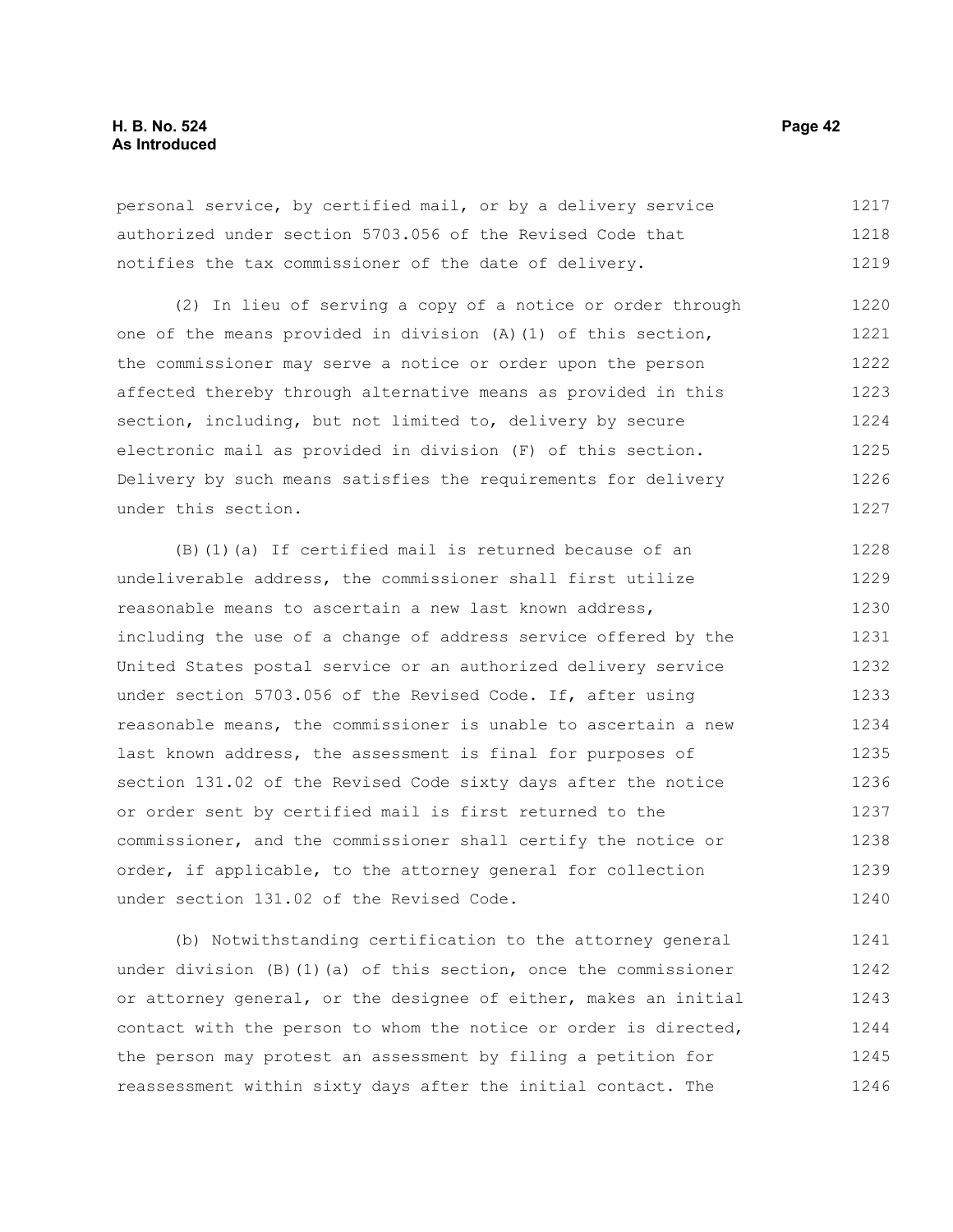personal service, by certified mail, or by a delivery service authorized under section 5703.056 of the Revised Code that notifies the tax commissioner of the date of delivery.

(2) In lieu of serving a copy of a notice or order through one of the means provided in division (A)(1) of this section, the commissioner may serve a notice or order upon the person affected thereby through alternative means as provided in this section, including, but not limited to, delivery by secure electronic mail as provided in division (F) of this section. Delivery by such means satisfies the requirements for delivery under this section.

(B)(1)(a) If certified mail is returned because of an undeliverable address, the commissioner shall first utilize reasonable means to ascertain a new last known address, including the use of a change of address service offered by the United States postal service or an authorized delivery service under section 5703.056 of the Revised Code. If, after using reasonable means, the commissioner is unable to ascertain a new last known address, the assessment is final for purposes of section 131.02 of the Revised Code sixty days after the notice or order sent by certified mail is first returned to the commissioner, and the commissioner shall certify the notice or order, if applicable, to the attorney general for collection under section 131.02 of the Revised Code.

(b) Notwithstanding certification to the attorney general under division (B)(1)(a) of this section, once the commissioner or attorney general, or the designee of either, makes an initial contact with the person to whom the notice or order is directed, the person may protest an assessment by filing a petition for reassessment within sixty days after the initial contact. The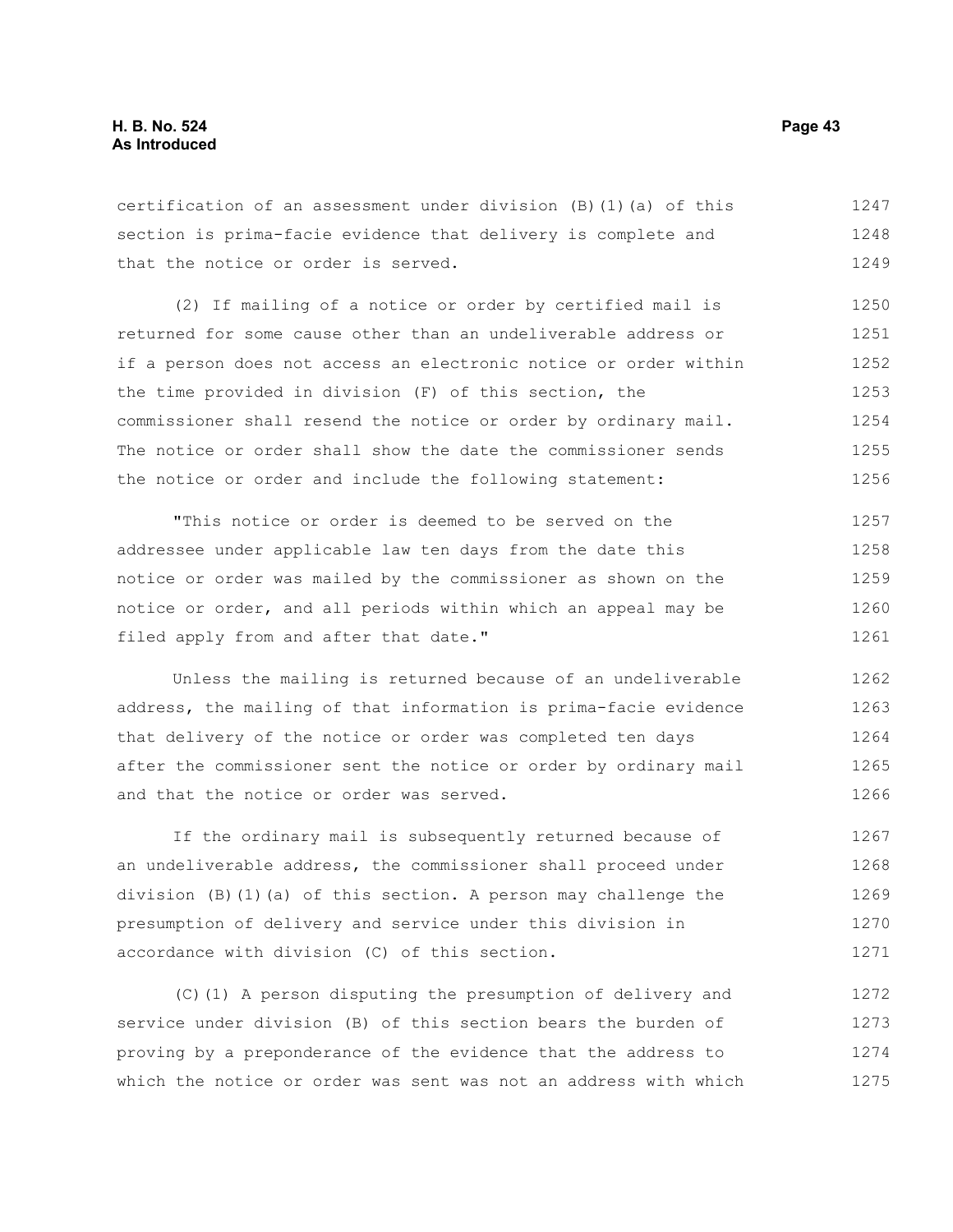certification of an assessment under division (B)(1)(a) of this section is prima-facie evidence that delivery is complete and that the notice or order is served.

(2) If mailing of a notice or order by certified mail is returned for some cause other than an undeliverable address or if a person does not access an electronic notice or order within the time provided in division (F) of this section, the commissioner shall resend the notice or order by ordinary mail. The notice or order shall show the date the commissioner sends the notice or order and include the following statement:

"This notice or order is deemed to be served on the addressee under applicable law ten days from the date this notice or order was mailed by the commissioner as shown on the notice or order, and all periods within which an appeal may be filed apply from and after that date."

Unless the mailing is returned because of an undeliverable address, the mailing of that information is prima-facie evidence that delivery of the notice or order was completed ten days after the commissioner sent the notice or order by ordinary mail and that the notice or order was served.

If the ordinary mail is subsequently returned because of an undeliverable address, the commissioner shall proceed under division (B)(1)(a) of this section. A person may challenge the presumption of delivery and service under this division in accordance with division (C) of this section.

(C)(1) A person disputing the presumption of delivery and service under division (B) of this section bears the burden of proving by a preponderance of the evidence that the address to which the notice or order was sent was not an address with which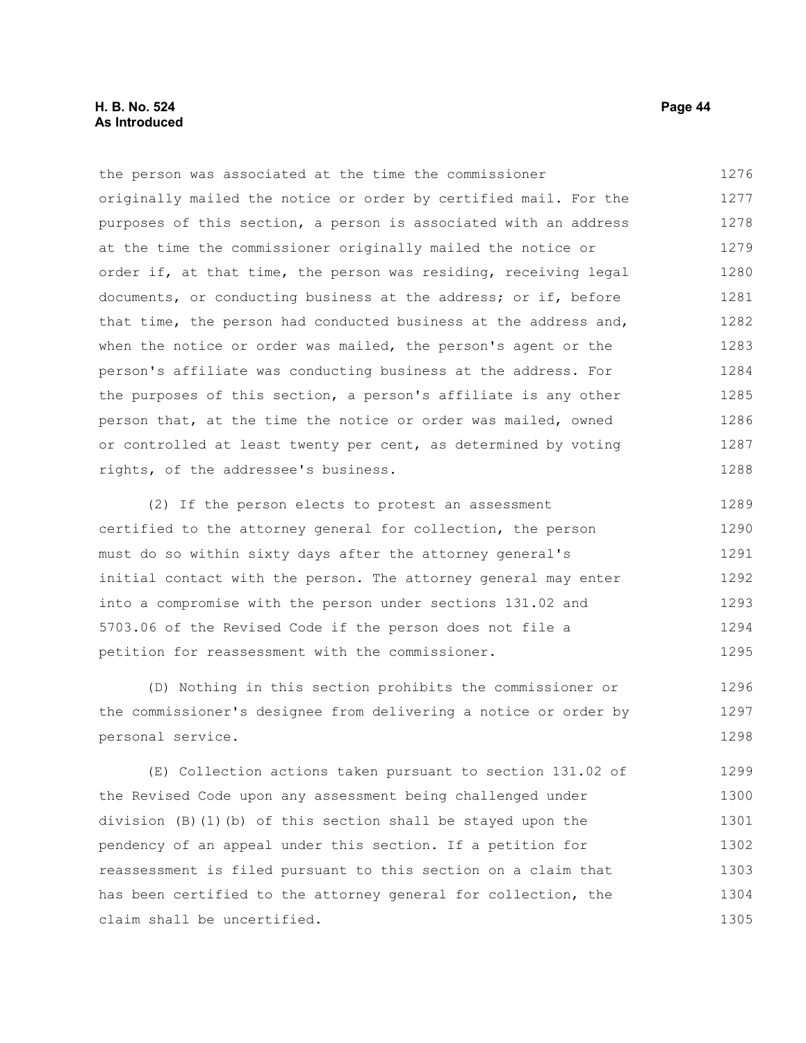the person was associated at the time the commissioner originally mailed the notice or order by certified mail. For the purposes of this section, a person is associated with an address at the time the commissioner originally mailed the notice or order if, at that time, the person was residing, receiving legal documents, or conducting business at the address; or if, before that time, the person had conducted business at the address and, when the notice or order was mailed, the person's agent or the person's affiliate was conducting business at the address. For the purposes of this section, a person's affiliate is any other person that, at the time the notice or order was mailed, owned or controlled at least twenty per cent, as determined by voting rights, of the addressee's business.

(2) If the person elects to protest an assessment certified to the attorney general for collection, the person must do so within sixty days after the attorney general's initial contact with the person. The attorney general may enter into a compromise with the person under sections 131.02 and 5703.06 of the Revised Code if the person does not file a petition for reassessment with the commissioner.

(D) Nothing in this section prohibits the commissioner or the commissioner's designee from delivering a notice or order by personal service.

(E) Collection actions taken pursuant to section 131.02 of the Revised Code upon any assessment being challenged under division (B)(1)(b) of this section shall be stayed upon the pendency of an appeal under this section. If a petition for reassessment is filed pursuant to this section on a claim that has been certified to the attorney general for collection, the claim shall be uncertified.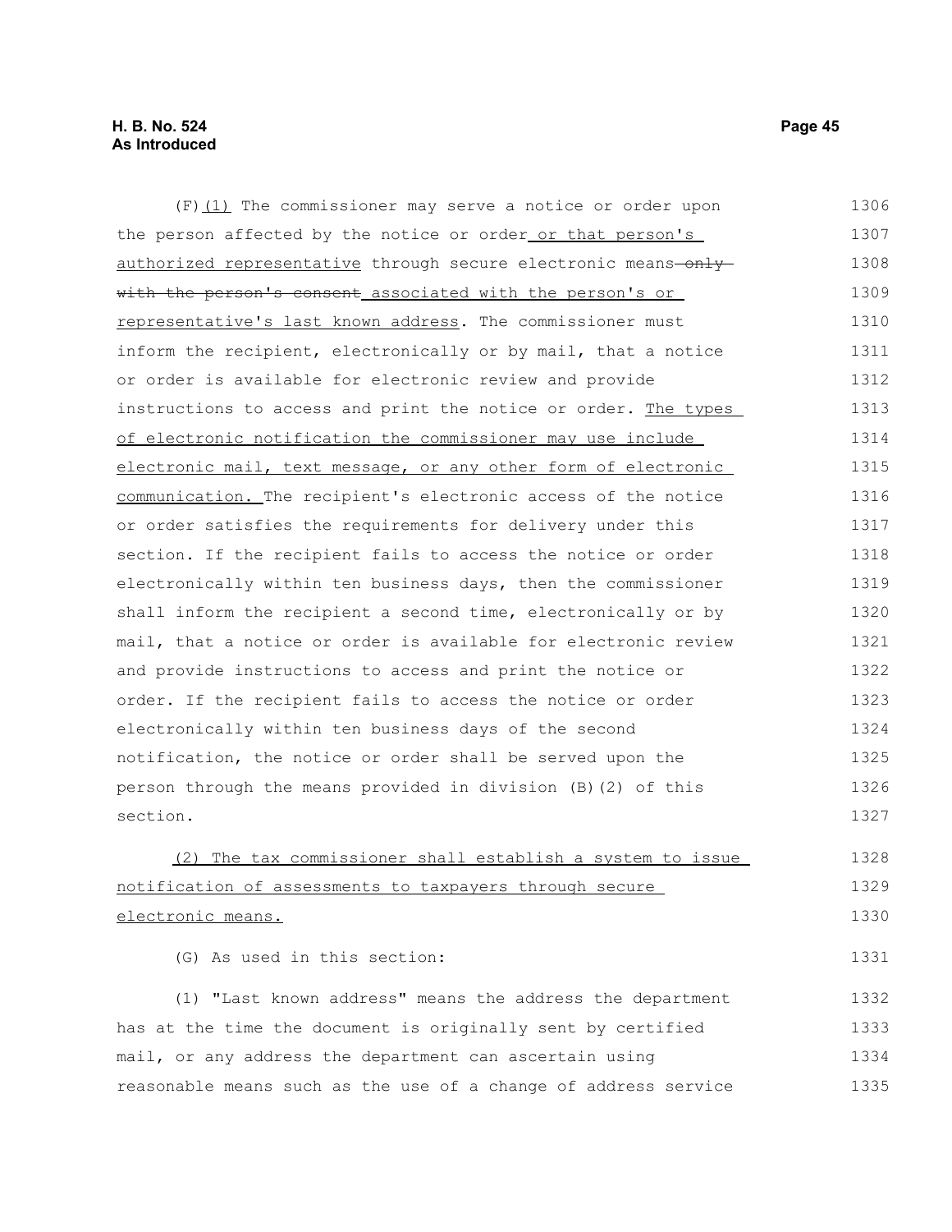(F)(1) The commissioner may serve a notice or order upon the person affected by the notice or order or that person's authorized representative through secure electronic means ~~only with the person's consent~~ associated with the person's or representative's last known address. The commissioner must inform the recipient, electronically or by mail, that a notice or order is available for electronic review and provide instructions to access and print the notice or order. The types of electronic notification the commissioner may use include electronic mail, text message, or any other form of electronic communication. The recipient's electronic access of the notice or order satisfies the requirements for delivery under this section. If the recipient fails to access the notice or order electronically within ten business days, then the commissioner shall inform the recipient a second time, electronically or by mail, that a notice or order is available for electronic review and provide instructions to access and print the notice or order. If the recipient fails to access the notice or order electronically within ten business days of the second notification, the notice or order shall be served upon the person through the means provided in division (B)(2) of this section.

(2) The tax commissioner shall establish a system to issue notification of assessments to taxpayers through secure electronic means.

(G) As used in this section:

(1) "Last known address" means the address the department has at the time the document is originally sent by certified mail, or any address the department can ascertain using reasonable means such as the use of a change of address service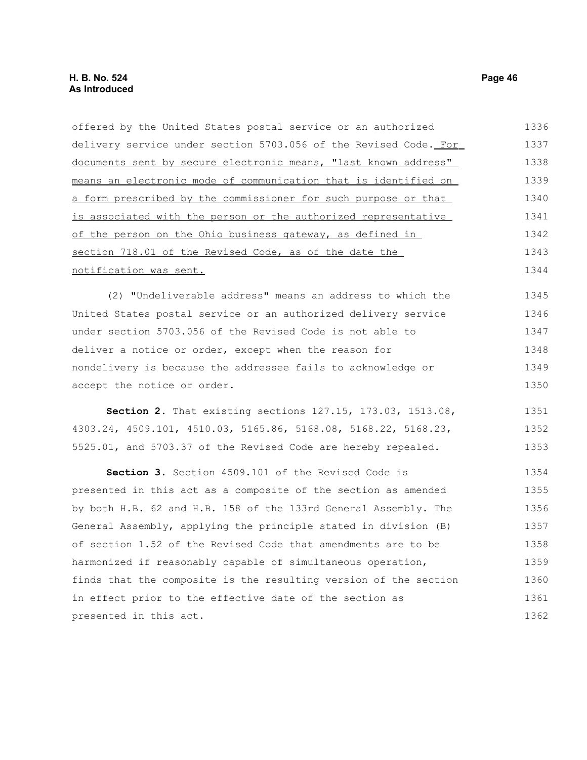offered by the United States postal service or an authorized delivery service under section 5703.056 of the Revised Code. For documents sent by secure electronic means, "last known address" means an electronic mode of communication that is identified on a form prescribed by the commissioner for such purpose or that is associated with the person or the authorized representative of the person on the Ohio business gateway, as defined in section 718.01 of the Revised Code, as of the date the notification was sent.

(2) "Undeliverable address" means an address to which the United States postal service or an authorized delivery service under section 5703.056 of the Revised Code is not able to deliver a notice or order, except when the reason for nondelivery is because the addressee fails to acknowledge or accept the notice or order.

**Section 2.** That existing sections 127.15, 173.03, 1513.08, 4303.24, 4509.101, 4510.03, 5165.86, 5168.08, 5168.22, 5168.23, 5525.01, and 5703.37 of the Revised Code are hereby repealed.

**Section 3.** Section 4509.101 of the Revised Code is presented in this act as a composite of the section as amended by both H.B. 62 and H.B. 158 of the 133rd General Assembly. The General Assembly, applying the principle stated in division (B) of section 1.52 of the Revised Code that amendments are to be harmonized if reasonably capable of simultaneous operation, finds that the composite is the resulting version of the section in effect prior to the effective date of the section as presented in this act.